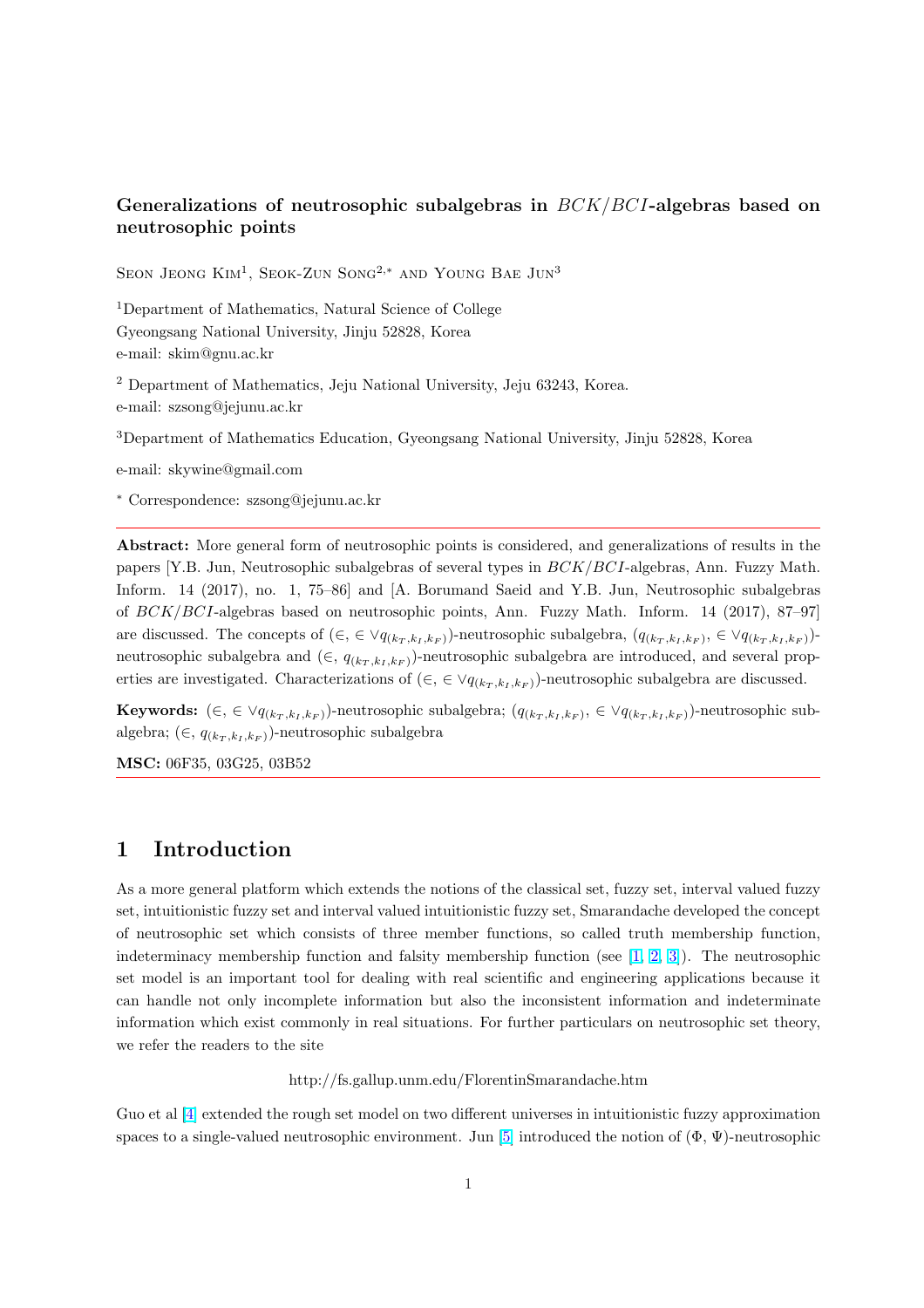# Generalizations of neutrosophic subalgebras in $BCK/BCI$-algebras based on neutrosophic points

Seon Jeong Kim[1], Seok-Zun Song[2,*] and Young Bae Jun[3]

[1]Department of Mathematics, Natural Science of College
Gyeongsang National University, Jinju 52828, Korea
e-mail: skim@gnu.ac.kr

[2] Department of Mathematics, Jeju National University, Jeju 63243, Korea.
e-mail: szsong@jejunu.ac.kr

[3]Department of Mathematics Education, Gyeongsang National University, Jinju 52828, Korea

e-mail: skywine@gmail.com

[*] Correspondence: szsong@jejunu.ac.kr

---

**Abstract:** More general form of neutrosophic points is considered, and generalizations of results in the papers [Y.B. Jun, Neutrosophic subalgebras of several types in $BCK/BCI$-algebras, Ann. Fuzzy Math. Inform. 14 (2017), no. 1, 75–86] and [A. Borumand Saeid and Y.B. Jun, Neutrosophic subalgebras of $BCK/BCI$-algebras based on neutrosophic points, Ann. Fuzzy Math. Inform. 14 (2017), 87–97] are discussed. The concepts of $(\in, \in \vee q_{(k_T,k_I,k_F)})$-neutrosophic subalgebra, $(q_{(k_T,k_I,k_F)}, \in \vee q_{(k_T,k_I,k_F)})$-neutrosophic subalgebra and $(\in, q_{(k_T,k_I,k_F)})$-neutrosophic subalgebra are introduced, and several properties are investigated. Characterizations of $(\in, \in \vee q_{(k_T,k_I,k_F)})$-neutrosophic subalgebra are discussed.

**Keywords:** $(\in, \in \vee q_{(k_T,k_I,k_F)})$-neutrosophic subalgebra; $(q_{(k_T,k_I,k_F)}, \in \vee q_{(k_T,k_I,k_F)})$-neutrosophic subalgebra; $(\in, q_{(k_T,k_I,k_F)})$-neutrosophic subalgebra

**MSC:** 06F35, 03G25, 03B52

---

## 1 Introduction

As a more general platform which extends the notions of the classical set, fuzzy set, interval valued fuzzy set, intuitionistic fuzzy set and interval valued intuitionistic fuzzy set, Smarandache developed the concept of neutrosophic set which consists of three member functions, so called truth membership function, indeterminacy membership function and falsity membership function (see [1, 2, 3]). The neutrosophic set model is an important tool for dealing with real scientific and engineering applications because it can handle not only incomplete information but also the inconsistent information and indeterminate information which exist commonly in real situations. For further particulars on neutrosophic set theory, we refer the readers to the site

http://fs.gallup.unm.edu/FlorentinSmarandache.htm

Guo et al [4] extended the rough set model on two different universes in intuitionistic fuzzy approximation spaces to a single-valued neutrosophic environment. Jun [5] introduced the notion of $(\Phi, \Psi)$-neutrosophic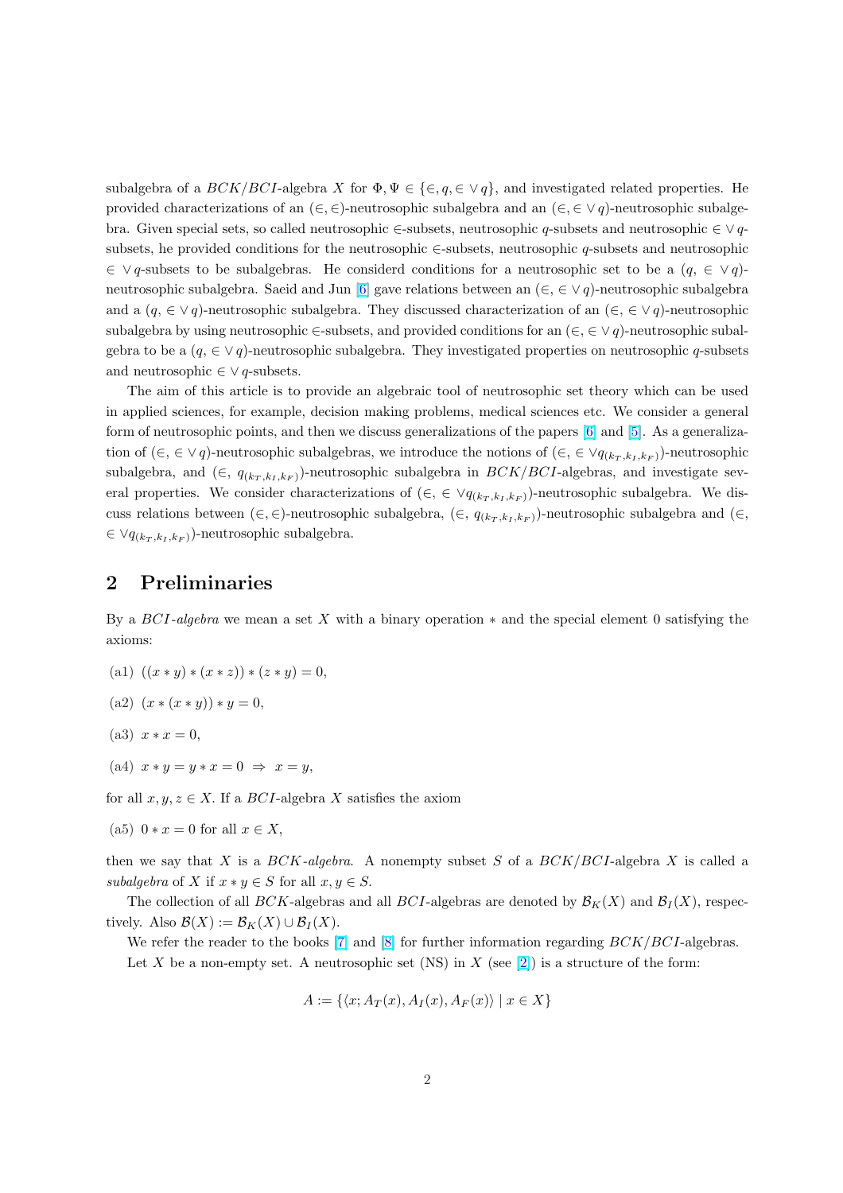subalgebra of a $BCK/BCI$-algebra $X$ for $\Phi, \Psi \in \{\in, q, \in\vee q\}$, and investigated related properties. He provided characterizations of an $(\in, \in)$-neutrosophic subalgebra and an $(\in, \in\vee q)$-neutrosophic subalgebra. Given special sets, so called neutrosophic $\in$-subsets, neutrosophic $q$-subsets and neutrosophic $\in\vee q$-subsets, he provided conditions for the neutrosophic $\in$-subsets, neutrosophic $q$-subsets and neutrosophic $\in\vee q$-subsets to be subalgebras. He considerd conditions for a neutrosophic set to be a $(q, \in\vee q)$-neutrosophic subalgebra. Saeid and Jun [6] gave relations between an $(\in, \in\vee q)$-neutrosophic subalgebra and a $(q, \in\vee q)$-neutrosophic subalgebra. They discussed characterization of an $(\in, \in\vee q)$-neutrosophic subalgebra by using neutrosophic $\in$-subsets, and provided conditions for an $(\in, \in\vee q)$-neutrosophic subalgebra to be a $(q, \in\vee q)$-neutrosophic subalgebra. They investigated properties on neutrosophic $q$-subsets and neutrosophic $\in\vee q$-subsets.

The aim of this article is to provide an algebraic tool of neutrosophic set theory which can be used in applied sciences, for example, decision making problems, medical sciences etc. We consider a general form of neutrosophic points, and then we discuss generalizations of the papers [6] and [5]. As a generalization of $(\in, \in\vee q)$-neutrosophic subalgebras, we introduce the notions of $(\in, \in\vee q_{(k_T,k_I,k_F)})$-neutrosophic subalgebra, and $(\in, q_{(k_T,k_I,k_F)})$-neutrosophic subalgebra in $BCK/BCI$-algebras, and investigate several properties. We consider characterizations of $(\in, \in\vee q_{(k_T,k_I,k_F)})$-neutrosophic subalgebra. We discuss relations between $(\in, \in)$-neutrosophic subalgebra, $(\in, q_{(k_T,k_I,k_F)})$-neutrosophic subalgebra and $(\in, \in\vee q_{(k_T,k_I,k_F)})$-neutrosophic subalgebra.

## 2 Preliminaries

By a *BCI-algebra* we mean a set $X$ with a binary operation $*$ and the special element 0 satisfying the axioms:

(a1) $((x * y) * (x * z)) * (z * y) = 0$,

(a2) $(x * (x * y)) * y = 0$,

(a3) $x * x = 0$,

(a4) $x * y = y * x = 0 \Rightarrow x = y$,

for all $x, y, z \in X$. If a $BCI$-algebra $X$ satisfies the axiom

(a5) $0 * x = 0$ for all $x \in X$,

then we say that $X$ is a *BCK-algebra*. A nonempty subset $S$ of a $BCK/BCI$-algebra $X$ is called a *subalgebra* of $X$ if $x * y \in S$ for all $x, y \in S$.

The collection of all $BCK$-algebras and all $BCI$-algebras are denoted by $\mathcal{B}_K(X)$ and $\mathcal{B}_I(X)$, respectively. Also $\mathcal{B}(X) := \mathcal{B}_K(X) \cup \mathcal{B}_I(X)$.

We refer the reader to the books [7] and [8] for further information regarding $BCK/BCI$-algebras.

Let $X$ be a non-empty set. A neutrosophic set (NS) in $X$ (see [2]) is a structure of the form:

$$A := \{\langle x; A_T(x), A_I(x), A_F(x)\rangle \mid x \in X\}$$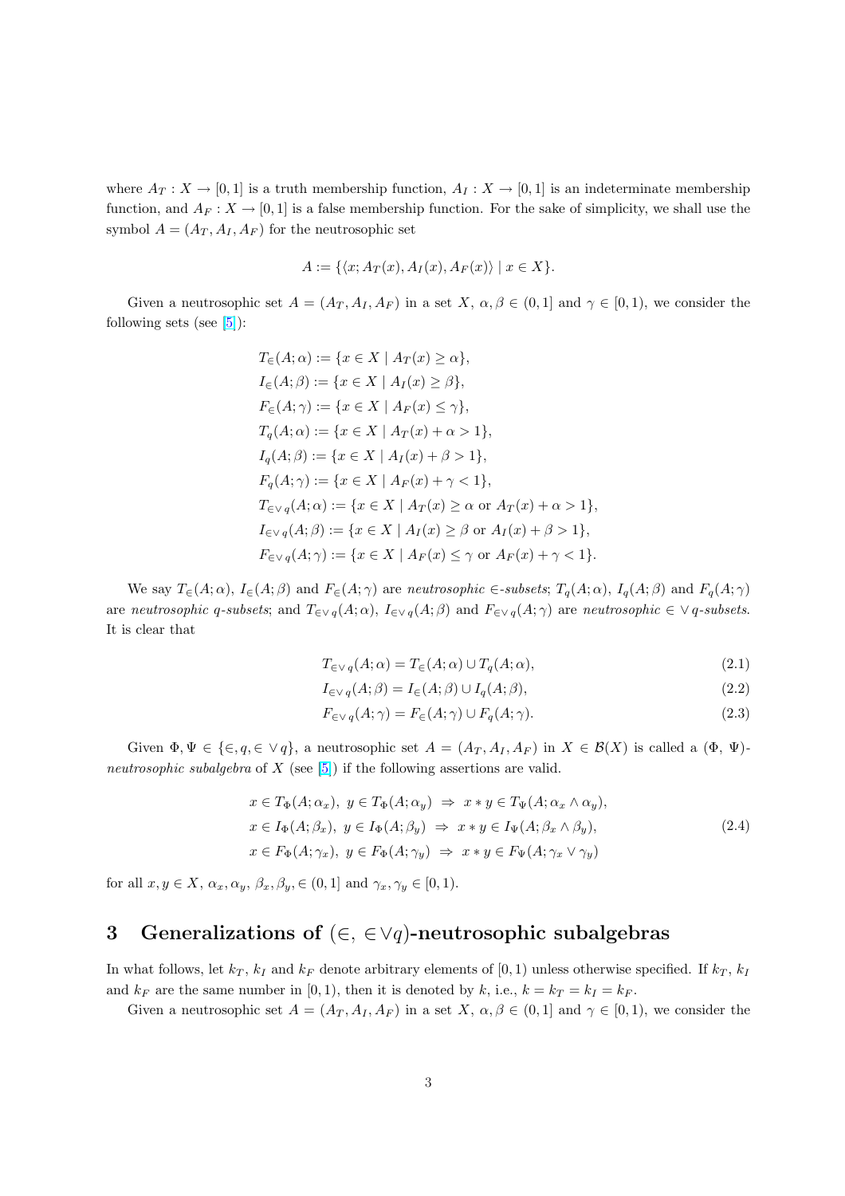where $A_T : X \to [0,1]$ is a truth membership function, $A_I : X \to [0,1]$ is an indeterminate membership function, and $A_F : X \to [0,1]$ is a false membership function. For the sake of simplicity, we shall use the symbol $A = (A_T, A_I, A_F)$ for the neutrosophic set

$$A := \{\langle x; A_T(x), A_I(x), A_F(x)\rangle \mid x \in X\}.$$

Given a neutrosophic set $A = (A_T, A_I, A_F)$ in a set $X$, $\alpha, \beta \in (0,1]$ and $\gamma \in [0,1)$, we consider the following sets (see [5]):

$$
\begin{aligned}
&T_\in(A;\alpha) := \{x \in X \mid A_T(x) \geq \alpha\},\\
&I_\in(A;\beta) := \{x \in X \mid A_I(x) \geq \beta\},\\
&F_\in(A;\gamma) := \{x \in X \mid A_F(x) \leq \gamma\},\\
&T_q(A;\alpha) := \{x \in X \mid A_T(x) + \alpha > 1\},\\
&I_q(A;\beta) := \{x \in X \mid A_I(x) + \beta > 1\},\\
&F_q(A;\gamma) := \{x \in X \mid A_F(x) + \gamma < 1\},\\
&T_{\in\vee\, q}(A;\alpha) := \{x \in X \mid A_T(x) \geq \alpha \text{ or } A_T(x) + \alpha > 1\},\\
&I_{\in\vee\, q}(A;\beta) := \{x \in X \mid A_I(x) \geq \beta \text{ or } A_I(x) + \beta > 1\},\\
&F_{\in\vee\, q}(A;\gamma) := \{x \in X \mid A_F(x) \leq \gamma \text{ or } A_F(x) + \gamma < 1\}.
\end{aligned}
$$

We say $T_\in(A;\alpha)$, $I_\in(A;\beta)$ and $F_\in(A;\gamma)$ are *neutrosophic $\in$-subsets*; $T_q(A;\alpha)$, $I_q(A;\beta)$ and $F_q(A;\gamma)$ are *neutrosophic q-subsets*; and $T_{\in\vee\, q}(A;\alpha)$, $I_{\in\vee\, q}(A;\beta)$ and $F_{\in\vee\, q}(A;\gamma)$ are *neutrosophic $\in\vee\, q$-subsets*. It is clear that

$$T_{\in\vee\, q}(A;\alpha) = T_\in(A;\alpha) \cup T_q(A;\alpha), \tag{2.1}$$

$$I_{\in\vee\, q}(A;\beta) = I_\in(A;\beta) \cup I_q(A;\beta), \tag{2.2}$$

$$F_{\in\vee\, q}(A;\gamma) = F_\in(A;\gamma) \cup F_q(A;\gamma). \tag{2.3}$$

Given $\Phi, \Psi \in \{\in, q, \in\vee\, q\}$, a neutrosophic set $A = (A_T, A_I, A_F)$ in $X \in \mathcal{B}(X)$ is called a ($\Phi$, $\Psi$)-*neutrosophic subalgebra* of $X$ (see [5]) if the following assertions are valid.

$$
\begin{aligned}
&x \in T_\Phi(A;\alpha_x),\ y \in T_\Phi(A;\alpha_y) \ \Rightarrow\ x * y \in T_\Psi(A;\alpha_x \wedge \alpha_y),\\
&x \in I_\Phi(A;\beta_x),\ y \in I_\Phi(A;\beta_y) \ \Rightarrow\ x * y \in I_\Psi(A;\beta_x \wedge \beta_y),\\
&x \in F_\Phi(A;\gamma_x),\ y \in F_\Phi(A;\gamma_y) \ \Rightarrow\ x * y \in F_\Psi(A;\gamma_x \vee \gamma_y)
\end{aligned}
\tag{2.4}
$$

for all $x, y \in X$, $\alpha_x, \alpha_y$, $\beta_x, \beta_y, \in (0,1]$ and $\gamma_x, \gamma_y \in [0,1)$.

## 3 Generalizations of ($\in$, $\in\vee q$)-neutrosophic subalgebras

In what follows, let $k_T$, $k_I$ and $k_F$ denote arbitrary elements of $[0,1)$ unless otherwise specified. If $k_T$, $k_I$ and $k_F$ are the same number in $[0,1)$, then it is denoted by $k$, i.e., $k = k_T = k_I = k_F$.

Given a neutrosophic set $A = (A_T, A_I, A_F)$ in a set $X$, $\alpha, \beta \in (0,1]$ and $\gamma \in [0,1)$, we consider the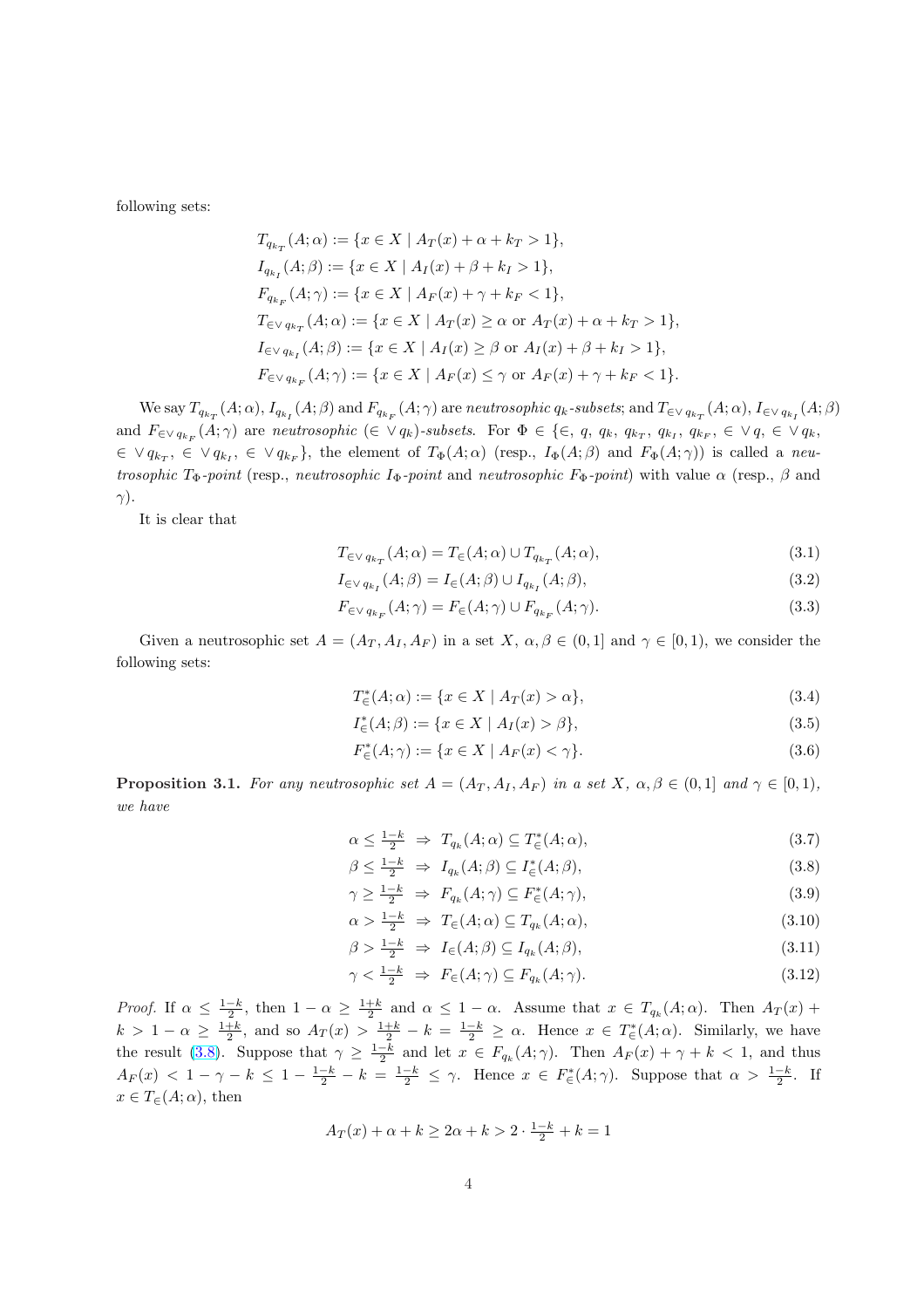following sets:

$$T_{q_{k_T}}(A;\alpha) := \{x \in X \mid A_T(x) + \alpha + k_T > 1\},$$
$$I_{q_{k_I}}(A;\beta) := \{x \in X \mid A_I(x) + \beta + k_I > 1\},$$
$$F_{q_{k_F}}(A;\gamma) := \{x \in X \mid A_F(x) + \gamma + k_F < 1\},$$
$$T_{\in\vee\, q_{k_T}}(A;\alpha) := \{x \in X \mid A_T(x) \geq \alpha \text{ or } A_T(x) + \alpha + k_T > 1\},$$
$$I_{\in\vee\, q_{k_I}}(A;\beta) := \{x \in X \mid A_I(x) \geq \beta \text{ or } A_I(x) + \beta + k_I > 1\},$$
$$F_{\in\vee\, q_{k_F}}(A;\gamma) := \{x \in X \mid A_F(x) \leq \gamma \text{ or } A_F(x) + \gamma + k_F < 1\}.$$

We say $T_{q_{k_T}}(A;\alpha)$, $I_{q_{k_I}}(A;\beta)$ and $F_{q_{k_F}}(A;\gamma)$ are *neutrosophic $q_k$-subsets*; and $T_{\in\vee\, q_{k_T}}(A;\alpha)$, $I_{\in\vee\, q_{k_I}}(A;\beta)$ and $F_{\in\vee\, q_{k_F}}(A;\gamma)$ are *neutrosophic $(\in\vee\, q_k)$-subsets*. For $\Phi \in \{\in,\, q,\, q_k,\, q_{k_T},\, q_{k_I},\, q_{k_F},\, \in\vee\, q,\, \in\vee\, q_k,$ $\in\vee\, q_{k_T},\, \in\vee\, q_{k_I},\, \in\vee\, q_{k_F}\}$, the element of $T_\Phi(A;\alpha)$ (resp., $I_\Phi(A;\beta)$ and $F_\Phi(A;\gamma)$) is called a *neutrosophic $T_\Phi$-point* (resp., *neutrosophic $I_\Phi$-point* and *neutrosophic $F_\Phi$-point*) with value $\alpha$ (resp., $\beta$ and $\gamma$).

It is clear that

$$T_{\in\vee\, q_{k_T}}(A;\alpha) = T_\in(A;\alpha) \cup T_{q_{k_T}}(A;\alpha), \tag{3.1}$$
$$I_{\in\vee\, q_{k_I}}(A;\beta) = I_\in(A;\beta) \cup I_{q_{k_I}}(A;\beta), \tag{3.2}$$
$$F_{\in\vee\, q_{k_F}}(A;\gamma) = F_\in(A;\gamma) \cup F_{q_{k_F}}(A;\gamma). \tag{3.3}$$

Given a neutrosophic set $A = (A_T, A_I, A_F)$ in a set $X$, $\alpha, \beta \in (0,1]$ and $\gamma \in [0,1)$, we consider the following sets:

$$T_\in^*(A;\alpha) := \{x \in X \mid A_T(x) > \alpha\}, \tag{3.4}$$
$$I_\in^*(A;\beta) := \{x \in X \mid A_I(x) > \beta\}, \tag{3.5}$$
$$F_\in^*(A;\gamma) := \{x \in X \mid A_F(x) < \gamma\}. \tag{3.6}$$

**Proposition 3.1.** *For any neutrosophic set $A = (A_T, A_I, A_F)$ in a set $X$, $\alpha, \beta \in (0,1]$ and $\gamma \in [0,1)$, we have*

$$\alpha \leq \tfrac{1-k}{2} \;\Rightarrow\; T_{q_k}(A;\alpha) \subseteq T_\in^*(A;\alpha), \tag{3.7}$$
$$\beta \leq \tfrac{1-k}{2} \;\Rightarrow\; I_{q_k}(A;\beta) \subseteq I_\in^*(A;\beta), \tag{3.8}$$
$$\gamma \geq \tfrac{1-k}{2} \;\Rightarrow\; F_{q_k}(A;\gamma) \subseteq F_\in^*(A;\gamma), \tag{3.9}$$
$$\alpha > \tfrac{1-k}{2} \;\Rightarrow\; T_\in(A;\alpha) \subseteq T_{q_k}(A;\alpha), \tag{3.10}$$
$$\beta > \tfrac{1-k}{2} \;\Rightarrow\; I_\in(A;\beta) \subseteq I_{q_k}(A;\beta), \tag{3.11}$$
$$\gamma < \tfrac{1-k}{2} \;\Rightarrow\; F_\in(A;\gamma) \subseteq F_{q_k}(A;\gamma). \tag{3.12}$$

*Proof.* If $\alpha \leq \frac{1-k}{2}$, then $1-\alpha \geq \frac{1+k}{2}$ and $\alpha \leq 1-\alpha$. Assume that $x \in T_{q_k}(A;\alpha)$. Then $A_T(x) + k > 1-\alpha \geq \frac{1+k}{2}$, and so $A_T(x) > \frac{1+k}{2} - k = \frac{1-k}{2} \geq \alpha$. Hence $x \in T_\in^*(A;\alpha)$. Similarly, we have the result (3.8). Suppose that $\gamma \geq \frac{1-k}{2}$ and let $x \in F_{q_k}(A;\gamma)$. Then $A_F(x) + \gamma + k < 1$, and thus $A_F(x) < 1 - \gamma - k \leq 1 - \frac{1-k}{2} - k = \frac{1-k}{2} \leq \gamma$. Hence $x \in F_\in^*(A;\gamma)$. Suppose that $\alpha > \frac{1-k}{2}$. If $x \in T_\in(A;\alpha)$, then

$$A_T(x) + \alpha + k \geq 2\alpha + k > 2 \cdot \tfrac{1-k}{2} + k = 1$$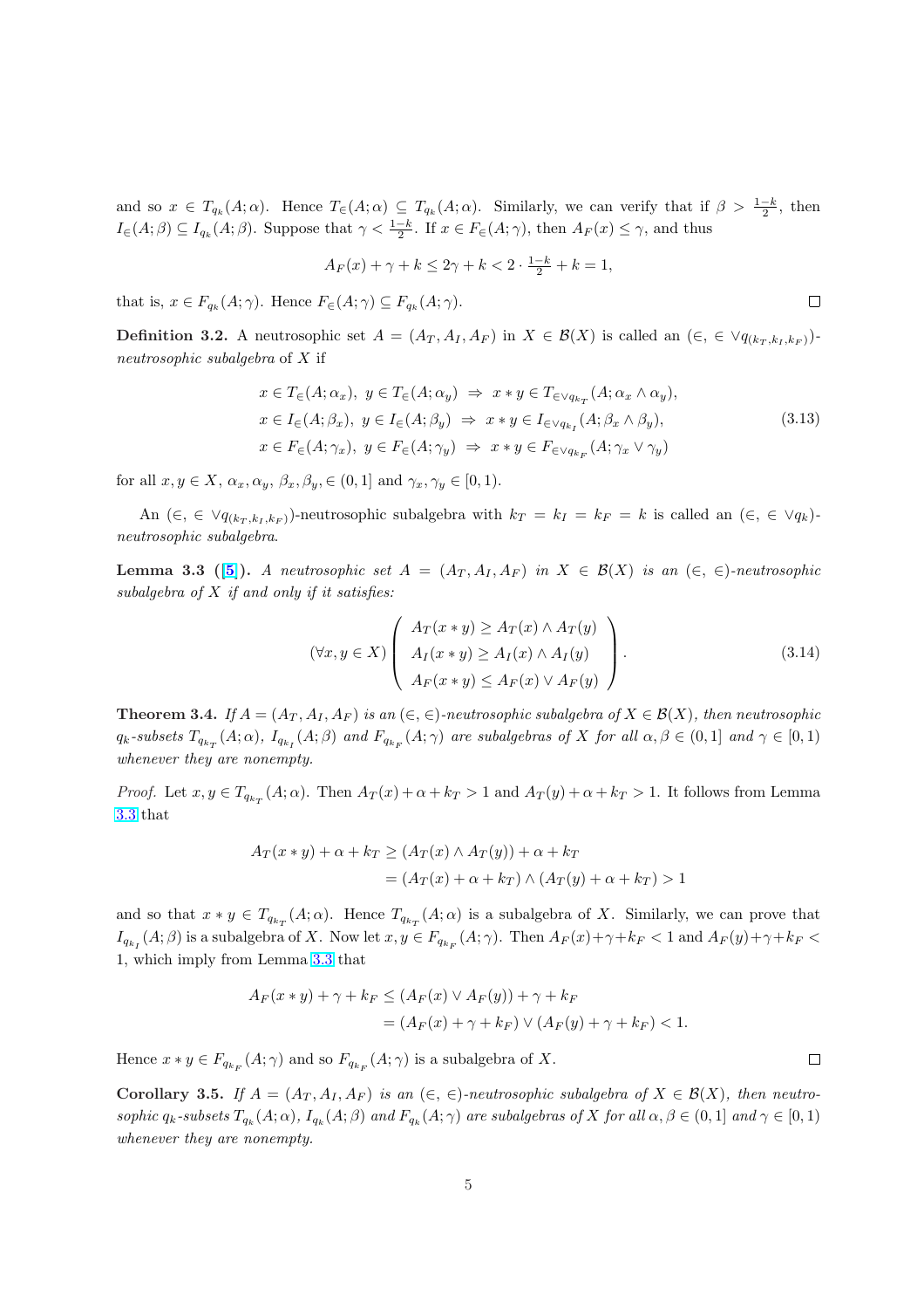and so $x \in T_{q_k}(A;\alpha)$. Hence $T_\in(A;\alpha) \subseteq T_{q_k}(A;\alpha)$. Similarly, we can verify that if $\beta > \frac{1-k}{2}$, then $I_\in(A;\beta) \subseteq I_{q_k}(A;\beta)$. Suppose that $\gamma < \frac{1-k}{2}$. If $x \in F_\in(A;\gamma)$, then $A_F(x) \leq \gamma$, and thus

$$A_F(x) + \gamma + k \leq 2\gamma + k < 2 \cdot \tfrac{1-k}{2} + k = 1,$$

that is, $x \in F_{q_k}(A;\gamma)$. Hence $F_\in(A;\gamma) \subseteq F_{q_k}(A;\gamma)$. □

**Definition 3.2.** A neutrosophic set $A = (A_T, A_I, A_F)$ in $X \in \mathcal{B}(X)$ is called an $(\in, \in \vee q_{(k_T,k_I,k_F)})$-*neutrosophic subalgebra* of $X$ if

$$\begin{aligned}
&x \in T_\in(A;\alpha_x),\ y \in T_\in(A;\alpha_y) \ \Rightarrow\ x * y \in T_{\in\vee q_{k_T}}(A;\alpha_x \wedge \alpha_y),\\
&x \in I_\in(A;\beta_x),\ y \in I_\in(A;\beta_y) \ \Rightarrow\ x * y \in I_{\in\vee q_{k_I}}(A;\beta_x \wedge \beta_y),\\
&x \in F_\in(A;\gamma_x),\ y \in F_\in(A;\gamma_y) \ \Rightarrow\ x * y \in F_{\in\vee q_{k_F}}(A;\gamma_x \vee \gamma_y)
\end{aligned} \tag{3.13}$$

for all $x, y \in X$, $\alpha_x, \alpha_y$, $\beta_x, \beta_y, \in (0,1]$ and $\gamma_x, \gamma_y \in [0,1)$.

An $(\in, \in \vee q_{(k_T,k_I,k_F)})$-neutrosophic subalgebra with $k_T = k_I = k_F = k$ is called an $(\in, \in \vee q_k)$-*neutrosophic subalgebra*.

**Lemma 3.3** ([5])**.** *A neutrosophic set $A = (A_T, A_I, A_F)$ in $X \in \mathcal{B}(X)$ is an $(\in, \in)$-neutrosophic subalgebra of $X$ if and only if it satisfies:*

$$(\forall x, y \in X) \left( \begin{array}{l} A_T(x * y) \geq A_T(x) \wedge A_T(y) \\ A_I(x * y) \geq A_I(x) \wedge A_I(y) \\ A_F(x * y) \leq A_F(x) \vee A_F(y) \end{array} \right). \tag{3.14}$$

**Theorem 3.4.** *If $A = (A_T, A_I, A_F)$ is an $(\in, \in)$-neutrosophic subalgebra of $X \in \mathcal{B}(X)$, then neutrosophic $q_k$-subsets $T_{q_{k_T}}(A;\alpha)$, $I_{q_{k_I}}(A;\beta)$ and $F_{q_{k_F}}(A;\gamma)$ are subalgebras of $X$ for all $\alpha, \beta \in (0,1]$ and $\gamma \in [0,1)$ whenever they are nonempty.*

*Proof.* Let $x, y \in T_{q_{k_T}}(A;\alpha)$. Then $A_T(x) + \alpha + k_T > 1$ and $A_T(y) + \alpha + k_T > 1$. It follows from Lemma 3.3 that

$$\begin{aligned}
A_T(x * y) + \alpha + k_T &\geq (A_T(x) \wedge A_T(y)) + \alpha + k_T\\
&= (A_T(x) + \alpha + k_T) \wedge (A_T(y) + \alpha + k_T) > 1
\end{aligned}$$

and so that $x * y \in T_{q_{k_T}}(A;\alpha)$. Hence $T_{q_{k_T}}(A;\alpha)$ is a subalgebra of $X$. Similarly, we can prove that $I_{q_{k_I}}(A;\beta)$ is a subalgebra of $X$. Now let $x, y \in F_{q_{k_F}}(A;\gamma)$. Then $A_F(x)+\gamma+k_F < 1$ and $A_F(y)+\gamma+k_F < 1$, which imply from Lemma 3.3 that

$$\begin{aligned}
A_F(x * y) + \gamma + k_F &\leq (A_F(x) \vee A_F(y)) + \gamma + k_F\\
&= (A_F(x) + \gamma + k_F) \vee (A_F(y) + \gamma + k_F) < 1.
\end{aligned}$$

Hence $x * y \in F_{q_{k_F}}(A;\gamma)$ and so $F_{q_{k_F}}(A;\gamma)$ is a subalgebra of $X$. □

**Corollary 3.5.** *If $A = (A_T, A_I, A_F)$ is an $(\in, \in)$-neutrosophic subalgebra of $X \in \mathcal{B}(X)$, then neutrosophic $q_k$-subsets $T_{q_k}(A;\alpha)$, $I_{q_k}(A;\beta)$ and $F_{q_k}(A;\gamma)$ are subalgebras of $X$ for all $\alpha, \beta \in (0,1]$ and $\gamma \in [0,1)$ whenever they are nonempty.*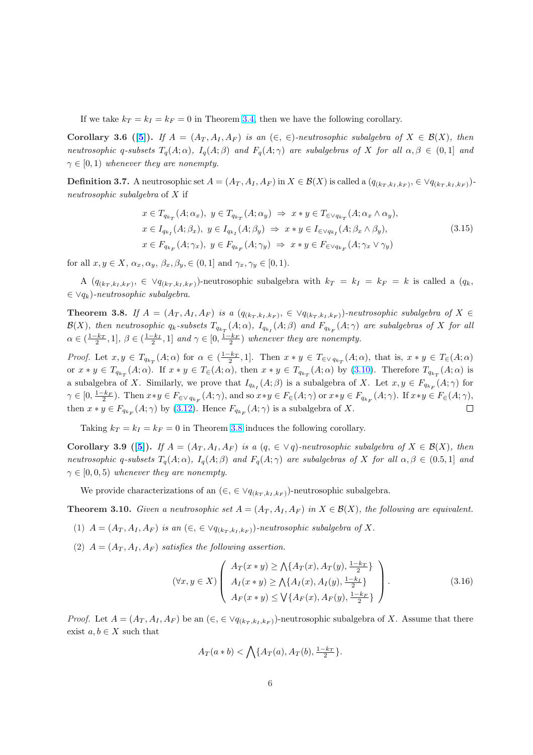If we take $k_T = k_I = k_F = 0$ in Theorem 3.4, then we have the following corollary.

**Corollary 3.6** ([5]). *If $A = (A_T, A_I, A_F)$ is an $(\in, \in)$-neutrosophic subalgebra of $X \in \mathcal{B}(X)$, then neutrosophic q-subsets $T_q(A;\alpha)$, $I_q(A;\beta)$ and $F_q(A;\gamma)$ are subalgebras of $X$ for all $\alpha, \beta \in (0,1]$ and $\gamma \in [0,1)$ whenever they are nonempty.*

**Definition 3.7.** A neutrosophic set $A = (A_T, A_I, A_F)$ in $X \in \mathcal{B}(X)$ is called a $(q_{(k_T,k_I,k_F)}, \in \vee q_{(k_T,k_I,k_F)})$-*neutrosophic subalgebra* of $X$ if

$$
\begin{aligned}
&x \in T_{q_{k_T}}(A;\alpha_x),\ y \in T_{q_{k_T}}(A;\alpha_y) \ \Rightarrow\ x*y \in T_{\in\vee q_{k_T}}(A;\alpha_x \wedge \alpha_y),\\
&x \in I_{q_{k_I}}(A;\beta_x),\ y \in I_{q_{k_I}}(A;\beta_y) \ \Rightarrow\ x*y \in I_{\in\vee q_{k_I}}(A;\beta_x \wedge \beta_y),\\
&x \in F_{q_{k_F}}(A;\gamma_x),\ y \in F_{q_{k_F}}(A;\gamma_y) \ \Rightarrow\ x*y \in F_{\in\vee q_{k_F}}(A;\gamma_x \vee \gamma_y)
\end{aligned}
\tag{3.15}
$$

for all $x, y \in X$, $\alpha_x, \alpha_y$, $\beta_x, \beta_y, \in (0,1]$ and $\gamma_x, \gamma_y \in [0,1)$.

A $(q_{(k_T,k_I,k_F)}, \in \vee q_{(k_T,k_I,k_F)})$-neutrosophic subalgebra with $k_T = k_I = k_F = k$ is called a $(q_k, \in \vee q_k)$-*neutrosophic subalgebra*.

**Theorem 3.8.** *If $A = (A_T, A_I, A_F)$ is a $(q_{(k_T,k_I,k_F)}, \in \vee q_{(k_T,k_I,k_F)})$-neutrosophic subalgebra of $X \in \mathcal{B}(X)$, then neutrosophic $q_k$-subsets $T_{q_{k_T}}(A;\alpha)$, $I_{q_{k_I}}(A;\beta)$ and $F_{q_{k_F}}(A;\gamma)$ are subalgebras of $X$ for all $\alpha \in (\frac{1-k_T}{2}, 1]$, $\beta \in (\frac{1-k_I}{2}, 1]$ and $\gamma \in [0, \frac{1-k_F}{2})$ whenever they are nonempty.*

*Proof.* Let $x, y \in T_{q_{k_T}}(A;\alpha)$ for $\alpha \in (\frac{1-k_T}{2}, 1]$. Then $x*y \in T_{\in\vee q_{k_T}}(A;\alpha)$, that is, $x*y \in T_{\in}(A;\alpha)$ or $x*y \in T_{q_{k_T}}(A;\alpha)$. If $x*y \in T_{\in}(A;\alpha)$, then $x*y \in T_{q_{k_T}}(A;\alpha)$ by (3.10). Therefore $T_{q_{k_T}}(A;\alpha)$ is a subalgebra of $X$. Similarly, we prove that $I_{q_{k_I}}(A;\beta)$ is a subalgebra of $X$. Let $x, y \in F_{q_{k_F}}(A;\gamma)$ for $\gamma \in [0, \frac{1-k_F}{2})$. Then $x*y \in F_{\in\vee q_{k_F}}(A;\gamma)$, and so $x*y \in F_{\in}(A;\gamma)$ or $x*y \in F_{q_{k_F}}(A;\gamma)$. If $x*y \in F_{\in}(A;\gamma)$, then $x*y \in F_{q_{k_F}}(A;\gamma)$ by (3.12). Hence $F_{q_{k_F}}(A;\gamma)$ is a subalgebra of $X$. $\square$

Taking $k_T = k_I = k_F = 0$ in Theorem 3.8 induces the following corollary.

**Corollary 3.9** ([5]). *If $A = (A_T, A_I, A_F)$ is a $(q, \in \vee q)$-neutrosophic subalgebra of $X \in \mathcal{B}(X)$, then neutrosophic q-subsets $T_q(A;\alpha)$, $I_q(A;\beta)$ and $F_q(A;\gamma)$ are subalgebras of $X$ for all $\alpha, \beta \in (0.5, 1]$ and $\gamma \in [0, 0, 5)$ whenever they are nonempty.*

We provide characterizations of an $(\in, \in \vee q_{(k_T,k_I,k_F)})$-neutrosophic subalgebra.

**Theorem 3.10.** *Given a neutrosophic set $A = (A_T, A_I, A_F)$ in $X \in \mathcal{B}(X)$, the following are equivalent.*

(1) *$A = (A_T, A_I, A_F)$ is an $(\in, \in \vee q_{(k_T,k_I,k_F)})$-neutrosophic subalgebra of $X$.*

(2) *$A = (A_T, A_I, A_F)$ satisfies the following assertion.*

$$
(\forall x, y \in X) \left( \begin{array}{l} A_T(x*y) \geq \bigwedge\{A_T(x), A_T(y), \frac{1-k_T}{2}\} \\ A_I(x*y) \geq \bigwedge\{A_I(x), A_I(y), \frac{1-k_I}{2}\} \\ A_F(x*y) \leq \bigvee\{A_F(x), A_F(y), \frac{1-k_F}{2}\} \end{array} \right). \tag{3.16}
$$

*Proof.* Let $A = (A_T, A_I, A_F)$ be an $(\in, \in \vee q_{(k_T,k_I,k_F)})$-neutrosophic subalgebra of $X$. Assume that there exist $a, b \in X$ such that

$$A_T(a*b) < \bigwedge\{A_T(a), A_T(b), \tfrac{1-k_T}{2}\}.$$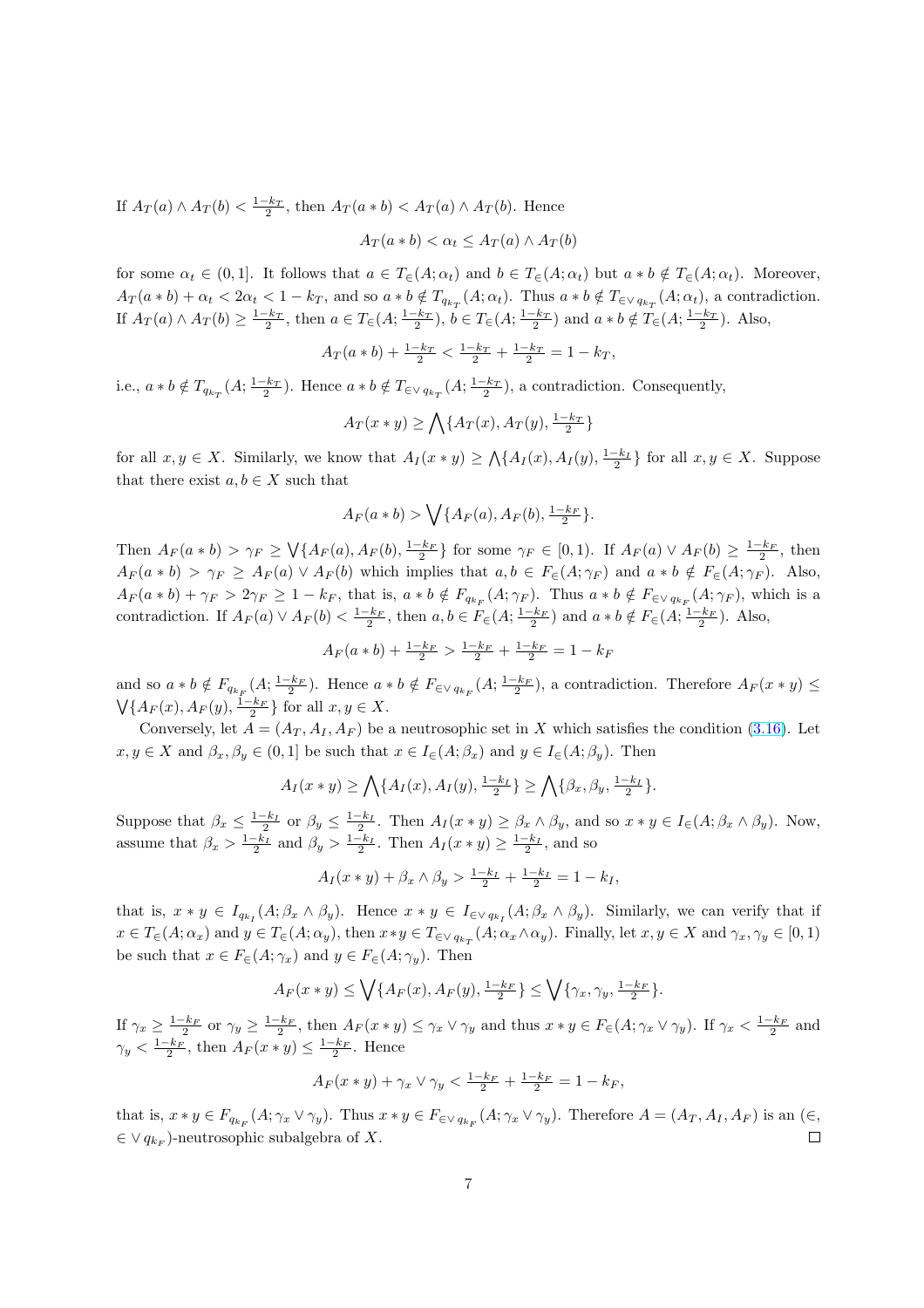If $A_T(a) \wedge A_T(b) < \frac{1-k_T}{2}$, then $A_T(a*b) < A_T(a) \wedge A_T(b)$. Hence

$$A_T(a*b) < \alpha_t \leq A_T(a) \wedge A_T(b)$$

for some $\alpha_t \in (0,1]$. It follows that $a \in T_\in(A;\alpha_t)$ and $b \in T_\in(A;\alpha_t)$ but $a*b \notin T_\in(A;\alpha_t)$. Moreover, $A_T(a*b) + \alpha_t < 2\alpha_t < 1 - k_T$, and so $a*b \notin T_{q_{k_T}}(A;\alpha_t)$. Thus $a*b \notin T_{\in\vee\, q_{k_T}}(A;\alpha_t)$, a contradiction. If $A_T(a) \wedge A_T(b) \geq \frac{1-k_T}{2}$, then $a \in T_\in(A;\frac{1-k_T}{2})$, $b \in T_\in(A;\frac{1-k_T}{2})$ and $a*b \notin T_\in(A;\frac{1-k_T}{2})$. Also,

$$A_T(a*b) + \tfrac{1-k_T}{2} < \tfrac{1-k_T}{2} + \tfrac{1-k_T}{2} = 1 - k_T,$$

i.e., $a*b \notin T_{q_{k_T}}(A;\frac{1-k_T}{2})$. Hence $a*b \notin T_{\in\vee\, q_{k_T}}(A;\frac{1-k_T}{2})$, a contradiction. Consequently,

$$A_T(x*y) \geq \bigwedge\{A_T(x), A_T(y), \tfrac{1-k_T}{2}\}$$

for all $x,y \in X$. Similarly, we know that $A_I(x*y) \geq \bigwedge\{A_I(x), A_I(y), \frac{1-k_I}{2}\}$ for all $x,y \in X$. Suppose that there exist $a,b \in X$ such that

$$A_F(a*b) > \bigvee\{A_F(a), A_F(b), \tfrac{1-k_F}{2}\}.$$

Then $A_F(a*b) > \gamma_F \geq \bigvee\{A_F(a), A_F(b), \frac{1-k_F}{2}\}$ for some $\gamma_F \in [0,1)$. If $A_F(a) \vee A_F(b) \geq \frac{1-k_F}{2}$, then $A_F(a*b) > \gamma_F \geq A_F(a) \vee A_F(b)$ which implies that $a,b \in F_\in(A;\gamma_F)$ and $a*b \notin F_\in(A;\gamma_F)$. Also, $A_F(a*b) + \gamma_F > 2\gamma_F \geq 1 - k_F$, that is, $a*b \notin F_{q_{k_F}}(A;\gamma_F)$. Thus $a*b \notin F_{\in\vee\, q_{k_F}}(A;\gamma_F)$, which is a contradiction. If $A_F(a) \vee A_F(b) < \frac{1-k_F}{2}$, then $a,b \in F_\in(A;\frac{1-k_F}{2})$ and $a*b \notin F_\in(A;\frac{1-k_F}{2})$. Also,

$$A_F(a*b) + \tfrac{1-k_F}{2} > \tfrac{1-k_F}{2} + \tfrac{1-k_F}{2} = 1 - k_F$$

and so $a*b \notin F_{q_{k_F}}(A;\frac{1-k_F}{2})$. Hence $a*b \notin F_{\in\vee\, q_{k_F}}(A;\frac{1-k_F}{2})$, a contradiction. Therefore $A_F(x*y) \leq \bigvee\{A_F(x), A_F(y), \frac{1-k_F}{2}\}$ for all $x,y \in X$.

Conversely, let $A = (A_T, A_I, A_F)$ be a neutrosophic set in $X$ which satisfies the condition (3.16). Let $x,y \in X$ and $\beta_x, \beta_y \in (0,1]$ be such that $x \in I_\in(A;\beta_x)$ and $y \in I_\in(A;\beta_y)$. Then

$$A_I(x*y) \geq \bigwedge\{A_I(x), A_I(y), \tfrac{1-k_I}{2}\} \geq \bigwedge\{\beta_x, \beta_y, \tfrac{1-k_I}{2}\}.$$

Suppose that $\beta_x \leq \frac{1-k_I}{2}$ or $\beta_y \leq \frac{1-k_I}{2}$. Then $A_I(x*y) \geq \beta_x \wedge \beta_y$, and so $x*y \in I_\in(A;\beta_x \wedge \beta_y)$. Now, assume that $\beta_x > \frac{1-k_I}{2}$ and $\beta_y > \frac{1-k_I}{2}$. Then $A_I(x*y) \geq \frac{1-k_I}{2}$, and so

$$A_I(x*y) + \beta_x \wedge \beta_y > \tfrac{1-k_I}{2} + \tfrac{1-k_I}{2} = 1 - k_I,$$

that is, $x*y \in I_{q_{k_I}}(A;\beta_x \wedge \beta_y)$. Hence $x*y \in I_{\in\vee\, q_{k_I}}(A;\beta_x \wedge \beta_y)$. Similarly, we can verify that if $x \in T_\in(A;\alpha_x)$ and $y \in T_\in(A;\alpha_y)$, then $x*y \in T_{\in\vee\, q_{k_T}}(A;\alpha_x \wedge \alpha_y)$. Finally, let $x,y \in X$ and $\gamma_x, \gamma_y \in [0,1)$ be such that $x \in F_\in(A;\gamma_x)$ and $y \in F_\in(A;\gamma_y)$. Then

$$A_F(x*y) \leq \bigvee\{A_F(x), A_F(y), \tfrac{1-k_F}{2}\} \leq \bigvee\{\gamma_x, \gamma_y, \tfrac{1-k_F}{2}\}.$$

If $\gamma_x \geq \frac{1-k_F}{2}$ or $\gamma_y \geq \frac{1-k_F}{2}$, then $A_F(x*y) \leq \gamma_x \vee \gamma_y$ and thus $x*y \in F_\in(A;\gamma_x \vee \gamma_y)$. If $\gamma_x < \frac{1-k_F}{2}$ and $\gamma_y < \frac{1-k_F}{2}$, then $A_F(x*y) \leq \frac{1-k_F}{2}$. Hence

$$A_F(x*y) + \gamma_x \vee \gamma_y < \tfrac{1-k_F}{2} + \tfrac{1-k_F}{2} = 1 - k_F,$$

that is, $x*y \in F_{q_{k_F}}(A;\gamma_x \vee \gamma_y)$. Thus $x*y \in F_{\in\vee\, q_{k_F}}(A;\gamma_x \vee \gamma_y)$. Therefore $A = (A_T, A_I, A_F)$ is an $(\in, \in\vee\, q_{k_F})$-neutrosophic subalgebra of $X$. □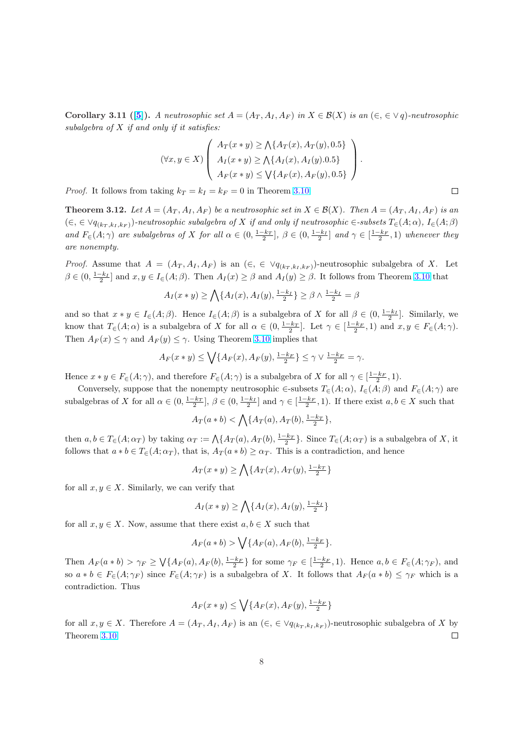**Corollary 3.11** ([5]). *A neutrosophic set $A = (A_T, A_I, A_F)$ in $X \in \mathcal{B}(X)$ is an $(\in, \in \vee\, q)$-neutrosophic subalgebra of $X$ if and only if it satisfies:*

$$(\forall x, y \in X)\left(\begin{array}{l} A_T(x * y) \geq \bigwedge\{A_T(x), A_T(y), 0.5\} \\ A_I(x * y) \geq \bigwedge\{A_I(x), A_I(y).0.5\} \\ A_F(x * y) \leq \bigvee\{A_F(x), A_F(y), 0.5\} \end{array}\right).$$

*Proof.* It follows from taking $k_T = k_I = k_F = 0$ in Theorem 3.10. □

**Theorem 3.12.** *Let $A = (A_T, A_I, A_F)$ be a neutrosophic set in $X \in \mathcal{B}(X)$. Then $A = (A_T, A_I, A_F)$ is an $(\in, \in \vee q_{(k_T, k_I, k_F)})$-neutrosophic subalgebra of $X$ if and only if neutrosophic $\in$-subsets $T_\in(A; \alpha)$, $I_\in(A; \beta)$ and $F_\in(A; \gamma)$ are subalgebras of $X$ for all $\alpha \in (0, \frac{1-k_T}{2}]$, $\beta \in (0, \frac{1-k_I}{2}]$ and $\gamma \in [\frac{1-k_F}{2}, 1)$ whenever they are nonempty.*

*Proof.* Assume that $A = (A_T, A_I, A_F)$ is an $(\in, \in \vee q_{(k_T, k_I, k_F)})$-neutrosophic subalgebra of $X$. Let $\beta \in (0, \frac{1-k_I}{2}]$ and $x, y \in I_\in(A; \beta)$. Then $A_I(x) \geq \beta$ and $A_I(y) \geq \beta$. It follows from Theorem 3.10 that

$$A_I(x * y) \geq \bigwedge\{A_I(x), A_I(y), \tfrac{1-k_I}{2}\} \geq \beta \wedge \tfrac{1-k_I}{2} = \beta$$

and so that $x * y \in I_\in(A; \beta)$. Hence $I_\in(A; \beta)$ is a subalgebra of $X$ for all $\beta \in (0, \frac{1-k_I}{2}]$. Similarly, we know that $T_\in(A; \alpha)$ is a subalgebra of $X$ for all $\alpha \in (0, \frac{1-k_T}{2}]$. Let $\gamma \in [\frac{1-k_F}{2}, 1)$ and $x, y \in F_\in(A; \gamma)$. Then $A_F(x) \leq \gamma$ and $A_F(y) \leq \gamma$. Using Theorem 3.10 implies that

$$A_F(x * y) \leq \bigvee\{A_F(x), A_F(y), \tfrac{1-k_F}{2}\} \leq \gamma \vee \tfrac{1-k_F}{2} = \gamma.$$

Hence $x * y \in F_\in(A; \gamma)$, and therefore $F_\in(A; \gamma)$ is a subalgebra of $X$ for all $\gamma \in [\frac{1-k_F}{2}, 1)$.

Conversely, suppose that the nonempty neutrosophic $\in$-subsets $T_\in(A; \alpha)$, $I_\in(A; \beta)$ and $F_\in(A; \gamma)$ are subalgebras of $X$ for all $\alpha \in (0, \frac{1-k_T}{2}]$, $\beta \in (0, \frac{1-k_I}{2}]$ and $\gamma \in [\frac{1-k_F}{2}, 1)$. If there exist $a, b \in X$ such that

$$A_T(a * b) < \bigwedge\{A_T(a), A_T(b), \tfrac{1-k_T}{2}\},$$

then $a, b \in T_\in(A; \alpha_T)$ by taking $\alpha_T := \bigwedge\{A_T(a), A_T(b), \frac{1-k_T}{2}\}$. Since $T_\in(A; \alpha_T)$ is a subalgebra of $X$, it follows that $a * b \in T_\in(A; \alpha_T)$, that is, $A_T(a * b) \geq \alpha_T$. This is a contradiction, and hence

$$A_T(x * y) \geq \bigwedge\{A_T(x), A_T(y), \tfrac{1-k_T}{2}\}$$

for all $x, y \in X$. Similarly, we can verify that

$$A_I(x * y) \geq \bigwedge\{A_I(x), A_I(y), \tfrac{1-k_I}{2}\}$$

for all $x, y \in X$. Now, assume that there exist $a, b \in X$ such that

$$A_F(a * b) > \bigvee\{A_F(a), A_F(b), \tfrac{1-k_F}{2}\}.$$

Then $A_F(a * b) > \gamma_F \geq \bigvee\{A_F(a), A_F(b), \frac{1-k_F}{2}\}$ for some $\gamma_F \in [\frac{1-k_F}{2}, 1)$. Hence $a, b \in F_\in(A; \gamma_F)$, and so $a * b \in F_\in(A; \gamma_F)$ since $F_\in(A; \gamma_F)$ is a subalgebra of $X$. It follows that $A_F(a * b) \leq \gamma_F$ which is a contradiction. Thus

$$A_F(x * y) \leq \bigvee\{A_F(x), A_F(y), \tfrac{1-k_F}{2}\}$$

for all $x, y \in X$. Therefore $A = (A_T, A_I, A_F)$ is an $(\in, \in \vee q_{(k_T, k_I, k_F)})$-neutrosophic subalgebra of $X$ by Theorem 3.10. □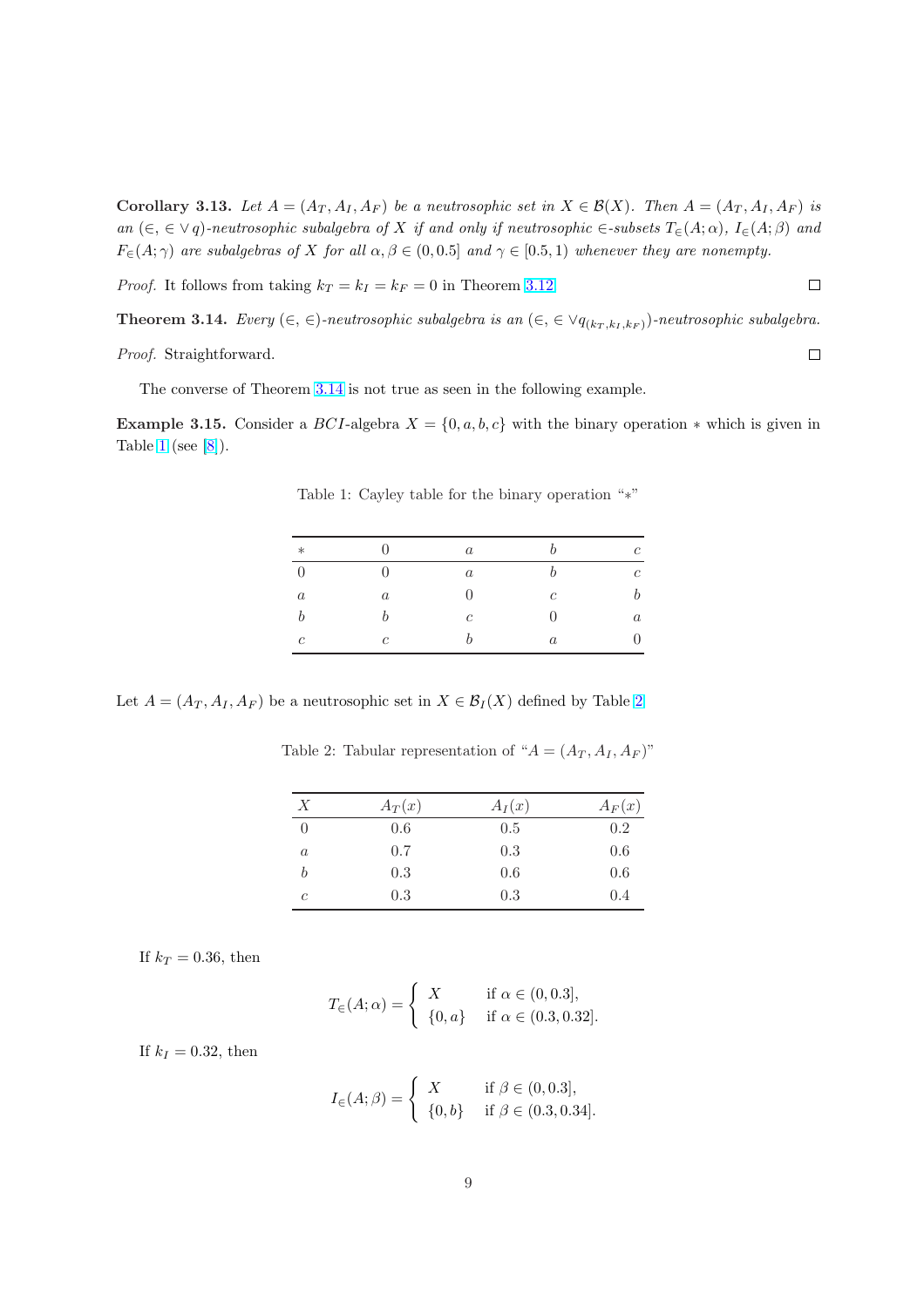**Corollary 3.13.** *Let $A = (A_T, A_I, A_F)$ be a neutrosophic set in $X \in \mathcal{B}(X)$. Then $A = (A_T, A_I, A_F)$ is an $(\in, \in \vee\, q)$-neutrosophic subalgebra of $X$ if and only if neutrosophic $\in$-subsets $T_\in(A;\alpha)$, $I_\in(A;\beta)$ and $F_\in(A;\gamma)$ are subalgebras of $X$ for all $\alpha, \beta \in (0, 0.5]$ and $\gamma \in [0.5, 1)$ whenever they are nonempty.*

*Proof.* It follows from taking $k_T = k_I = k_F = 0$ in Theorem 3.12. $\square$

**Theorem 3.14.** *Every $(\in, \in)$-neutrosophic subalgebra is an $(\in, \in \vee q_{(k_T, k_I, k_F)})$-neutrosophic subalgebra.*

*Proof.* Straightforward. $\square$

The converse of Theorem 3.14 is not true as seen in the following example.

**Example 3.15.** Consider a $BCI$-algebra $X = \{0, a, b, c\}$ with the binary operation $*$ which is given in Table 1 (see [8]).

Table 1: Cayley table for the binary operation "$*$"

| $*$ | $0$ | $a$ | $b$ | $c$ |
|---|---|---|---|---|
| $0$ | $0$ | $a$ | $b$ | $c$ |
| $a$ | $a$ | $0$ | $c$ | $b$ |
| $b$ | $b$ | $c$ | $0$ | $a$ |
| $c$ | $c$ | $b$ | $a$ | $0$ |

Let $A = (A_T, A_I, A_F)$ be a neutrosophic set in $X \in \mathcal{B}_I(X)$ defined by Table 2

Table 2: Tabular representation of "$A = (A_T, A_I, A_F)$"

| $X$ | $A_T(x)$ | $A_I(x)$ | $A_F(x)$ |
|---|---|---|---|
| $0$ | 0.6 | 0.5 | 0.2 |
| $a$ | 0.7 | 0.3 | 0.6 |
| $b$ | 0.3 | 0.6 | 0.6 |
| $c$ | 0.3 | 0.3 | 0.4 |

If $k_T = 0.36$, then

$$T_\in(A;\alpha) = \begin{cases} X & \text{if } \alpha \in (0, 0.3], \\ \{0, a\} & \text{if } \alpha \in (0.3, 0.32]. \end{cases}$$

If $k_I = 0.32$, then

$$I_\in(A;\beta) = \begin{cases} X & \text{if } \beta \in (0, 0.3], \\ \{0, b\} & \text{if } \beta \in (0.3, 0.34]. \end{cases}$$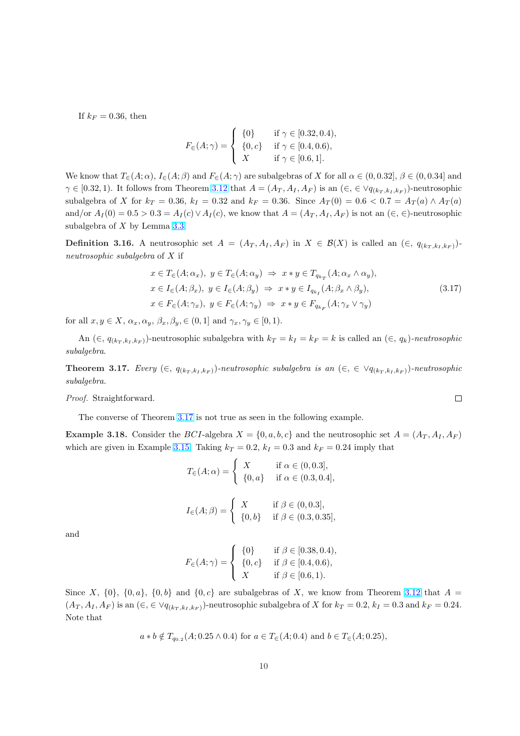If $k_F = 0.36$, then

$$F_{\in}(A;\gamma) = \begin{cases} \{0\} & \text{if } \gamma \in [0.32, 0.4), \\ \{0, c\} & \text{if } \gamma \in [0.4, 0.6), \\ X & \text{if } \gamma \in [0.6, 1]. \end{cases}$$

We know that $T_{\in}(A;\alpha)$, $I_{\in}(A;\beta)$ and $F_{\in}(A;\gamma)$ are subalgebras of $X$ for all $\alpha \in (0, 0.32]$, $\beta \in (0, 0.34]$ and $\gamma \in [0.32, 1)$. It follows from Theorem 3.12 that $A = (A_T, A_I, A_F)$ is an $(\in, \in \vee q_{(k_T, k_I, k_F)})$-neutrosophic subalgebra of $X$ for $k_T = 0.36$, $k_I = 0.32$ and $k_F = 0.36$. Since $A_T(0) = 0.6 < 0.7 = A_T(a) \wedge A_T(a)$ and/or $A_I(0) = 0.5 > 0.3 = A_I(c) \vee A_I(c)$, we know that $A = (A_T, A_I, A_F)$ is not an $(\in, \in)$-neutrosophic subalgebra of $X$ by Lemma 3.3.

**Definition 3.16.** A neutrosophic set $A = (A_T, A_I, A_F)$ in $X \in \mathcal{B}(X)$ is called an $(\in,\ q_{(k_T, k_I, k_F)})$-*neutrosophic subalgebra* of $X$ if

$$\begin{aligned} &x \in T_{\in}(A;\alpha_x),\ y \in T_{\in}(A;\alpha_y)\ \Rightarrow\ x * y \in T_{q_{k_T}}(A;\alpha_x \wedge \alpha_y), \\ &x \in I_{\in}(A;\beta_x),\ y \in I_{\in}(A;\beta_y)\ \Rightarrow\ x * y \in I_{q_{k_I}}(A;\beta_x \wedge \beta_y), \\ &x \in F_{\in}(A;\gamma_x),\ y \in F_{\in}(A;\gamma_y)\ \Rightarrow\ x * y \in F_{q_{k_F}}(A;\gamma_x \vee \gamma_y) \end{aligned} \tag{3.17}$$

for all $x, y \in X$, $\alpha_x, \alpha_y$, $\beta_x, \beta_y, \in (0, 1]$ and $\gamma_x, \gamma_y \in [0, 1)$.

An $(\in,\ q_{(k_T, k_I, k_F)})$-neutrosophic subalgebra with $k_T = k_I = k_F = k$ is called an $(\in,\ q_k)$-*neutrosophic subalgebra*.

**Theorem 3.17.** *Every $(\in,\ q_{(k_T, k_I, k_F)})$-neutrosophic subalgebra is an $(\in,\ \in \vee q_{(k_T, k_I, k_F)})$-neutrosophic subalgebra.*

*Proof.* Straightforward. □

The converse of Theorem 3.17 is not true as seen in the following example.

**Example 3.18.** Consider the $BCI$-algebra $X = \{0, a, b, c\}$ and the neutrosophic set $A = (A_T, A_I, A_F)$ which are given in Example 3.15. Taking $k_T = 0.2$, $k_I = 0.3$ and $k_F = 0.24$ imply that

$$T_{\in}(A;\alpha) = \begin{cases} X & \text{if } \alpha \in (0, 0.3], \\ \{0, a\} & \text{if } \alpha \in (0.3, 0.4], \end{cases}$$

$$I_{\in}(A;\beta) = \begin{cases} X & \text{if } \beta \in (0, 0.3], \\ \{0, b\} & \text{if } \beta \in (0.3, 0.35], \end{cases}$$

and

$$F_{\in}(A;\gamma) = \begin{cases} \{0\} & \text{if } \beta \in [0.38, 0.4), \\ \{0, c\} & \text{if } \beta \in [0.4, 0.6), \\ X & \text{if } \beta \in [0.6, 1). \end{cases}$$

Since $X$, $\{0\}$, $\{0, a\}$, $\{0, b\}$ and $\{0, c\}$ are subalgebras of $X$, we know from Theorem 3.12 that $A = (A_T, A_I, A_F)$ is an $(\in, \in \vee q_{(k_T, k_I, k_F)})$-neutrosophic subalgebra of $X$ for $k_T = 0.2$, $k_I = 0.3$ and $k_F = 0.24$. Note that

$$a * b \notin T_{q_{0.2}}(A; 0.25 \wedge 0.4) \text{ for } a \in T_{\in}(A; 0.4) \text{ and } b \in T_{\in}(A; 0.25),$$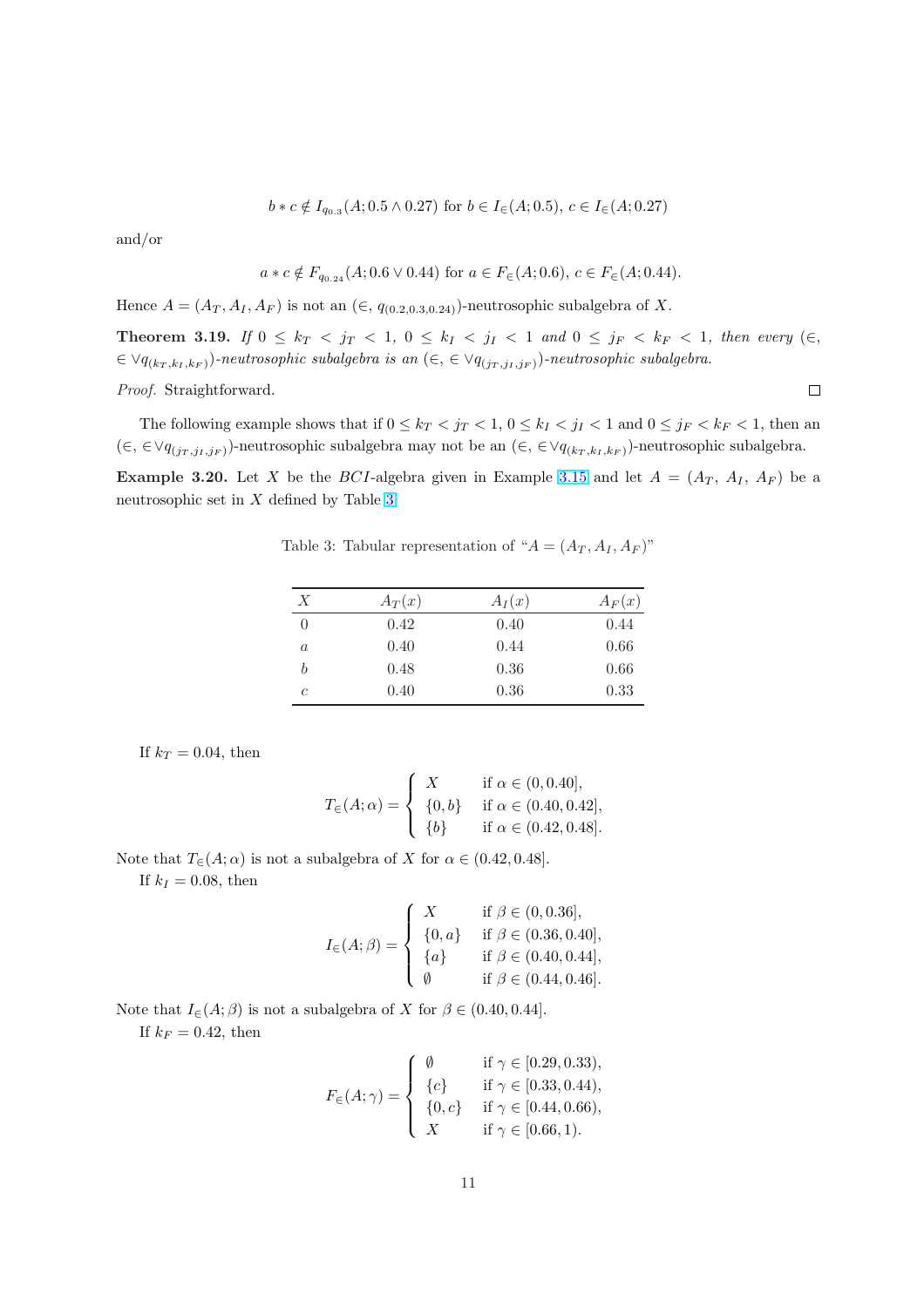$$b * c \notin I_{q_{0.3}}(A; 0.5 \wedge 0.27) \text{ for } b \in I_{\in}(A; 0.5),\ c \in I_{\in}(A; 0.27)$$

and/or

$$a * c \notin F_{q_{0.24}}(A; 0.6 \vee 0.44) \text{ for } a \in F_{\in}(A; 0.6),\ c \in F_{\in}(A; 0.44).$$

Hence $A = (A_T, A_I, A_F)$ is not an $(\in, q_{(0.2,0.3,0.24)})$-neutrosophic subalgebra of $X$.

**Theorem 3.19.** *If $0 \leq k_T < j_T < 1$, $0 \leq k_I < j_I < 1$ and $0 \leq j_F < k_F < 1$, then every $(\in, \in\vee q_{(k_T,k_I,k_F)})$-neutrosophic subalgebra is an $(\in, \in\vee q_{(j_T,j_I,j_F)})$-neutrosophic subalgebra.*

*Proof.* Straightforward. □

The following example shows that if $0 \leq k_T < j_T < 1$, $0 \leq k_I < j_I < 1$ and $0 \leq j_F < k_F < 1$, then an $(\in, \in\vee q_{(j_T,j_I,j_F)})$-neutrosophic subalgebra may not be an $(\in, \in\vee q_{(k_T,k_I,k_F)})$-neutrosophic subalgebra.

**Example 3.20.** Let $X$ be the $BCI$-algebra given in Example 3.15 and let $A = (A_T,\ A_I,\ A_F)$ be a neutrosophic set in $X$ defined by Table 3.

Table 3: Tabular representation of "$A = (A_T, A_I, A_F)$"

| $X$ | $A_T(x)$ | $A_I(x)$ | $A_F(x)$ |
|---|---|---|---|
| 0 | 0.42 | 0.40 | 0.44 |
| $a$ | 0.40 | 0.44 | 0.66 |
| $b$ | 0.48 | 0.36 | 0.66 |
| $c$ | 0.40 | 0.36 | 0.33 |

If $k_T = 0.04$, then

$$T_{\in}(A; \alpha) = \begin{cases} X & \text{if } \alpha \in (0, 0.40], \\ \{0, b\} & \text{if } \alpha \in (0.40, 0.42], \\ \{b\} & \text{if } \alpha \in (0.42, 0.48]. \end{cases}$$

Note that $T_{\in}(A; \alpha)$ is not a subalgebra of $X$ for $\alpha \in (0.42, 0.48]$.

If $k_I = 0.08$, then

$$I_{\in}(A; \beta) = \begin{cases} X & \text{if } \beta \in (0, 0.36], \\ \{0, a\} & \text{if } \beta \in (0.36, 0.40], \\ \{a\} & \text{if } \beta \in (0.40, 0.44], \\ \emptyset & \text{if } \beta \in (0.44, 0.46]. \end{cases}$$

Note that $I_{\in}(A; \beta)$ is not a subalgebra of $X$ for $\beta \in (0.40, 0.44]$.

If $k_F = 0.42$, then

$$F_{\in}(A; \gamma) = \begin{cases} \emptyset & \text{if } \gamma \in [0.29, 0.33), \\ \{c\} & \text{if } \gamma \in [0.33, 0.44), \\ \{0, c\} & \text{if } \gamma \in [0.44, 0.66), \\ X & \text{if } \gamma \in [0.66, 1). \end{cases}$$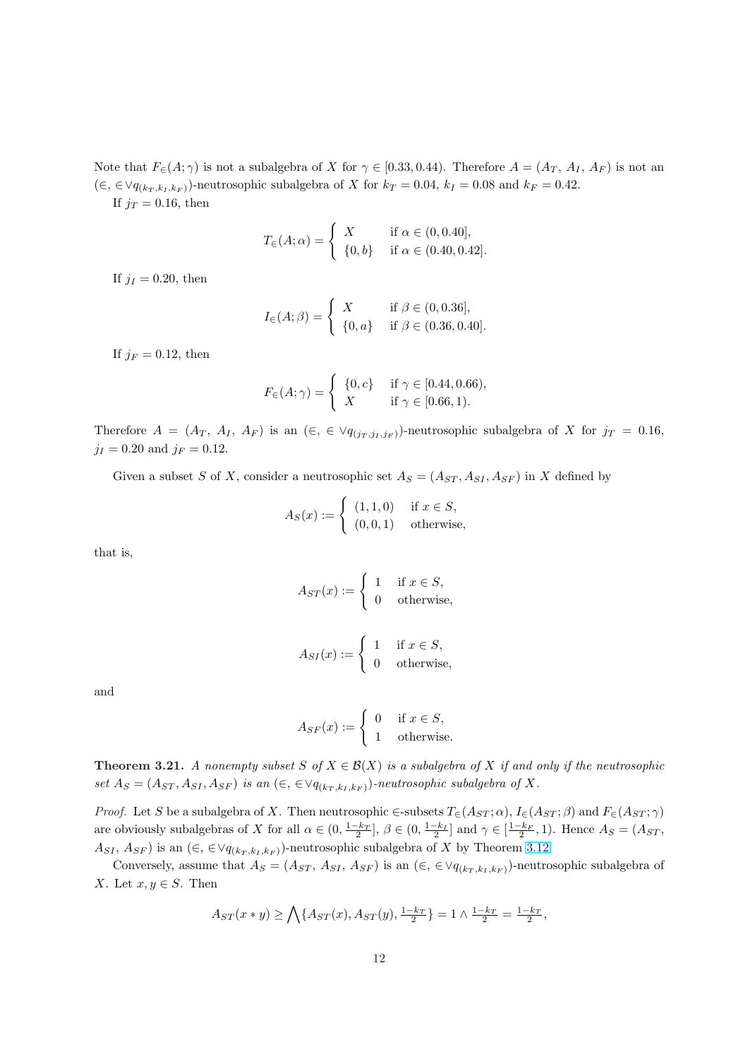Note that $F_{\in}(A;\gamma)$ is not a subalgebra of $X$ for $\gamma \in [0.33, 0.44)$. Therefore $A = (A_T,\ A_I,\ A_F)$ is not an $(\in, \in\vee q_{(k_T,k_I,k_F)})$-neutrosophic subalgebra of $X$ for $k_T = 0.04$, $k_I = 0.08$ and $k_F = 0.42$.

If $j_T = 0.16$, then

$$T_{\in}(A;\alpha) = \begin{cases} X & \text{if } \alpha \in (0, 0.40], \\ \{0, b\} & \text{if } \alpha \in (0.40, 0.42]. \end{cases}$$

If $j_I = 0.20$, then

$$I_{\in}(A;\beta) = \begin{cases} X & \text{if } \beta \in (0, 0.36], \\ \{0, a\} & \text{if } \beta \in (0.36, 0.40]. \end{cases}$$

If $j_F = 0.12$, then

$$F_{\in}(A;\gamma) = \begin{cases} \{0, c\} & \text{if } \gamma \in [0.44, 0.66), \\ X & \text{if } \gamma \in [0.66, 1). \end{cases}$$

Therefore $A = (A_T,\ A_I,\ A_F)$ is an $(\in, \in\vee q_{(j_T,j_I,j_F)})$-neutrosophic subalgebra of $X$ for $j_T = 0.16$, $j_I = 0.20$ and $j_F = 0.12$.

Given a subset $S$ of $X$, consider a neutrosophic set $A_S = (A_{ST}, A_{SI}, A_{SF})$ in $X$ defined by

$$A_S(x) := \begin{cases} (1, 1, 0) & \text{if } x \in S, \\ (0, 0, 1) & \text{otherwise,} \end{cases}$$

that is,

$$A_{ST}(x) := \begin{cases} 1 & \text{if } x \in S, \\ 0 & \text{otherwise,} \end{cases}$$

$$A_{SI}(x) := \begin{cases} 1 & \text{if } x \in S, \\ 0 & \text{otherwise,} \end{cases}$$

and

$$A_{SF}(x) := \begin{cases} 0 & \text{if } x \in S, \\ 1 & \text{otherwise.} \end{cases}$$

**Theorem 3.21.** *A nonempty subset $S$ of $X \in \mathcal{B}(X)$ is a subalgebra of $X$ if and only if the neutrosophic set $A_S = (A_{ST}, A_{SI}, A_{SF})$ is an $(\in, \in\vee q_{(k_T,k_I,k_F)})$-neutrosophic subalgebra of $X$.*

*Proof.* Let $S$ be a subalgebra of $X$. Then neutrosophic $\in$-subsets $T_{\in}(A_{ST};\alpha)$, $I_{\in}(A_{ST};\beta)$ and $F_{\in}(A_{ST};\gamma)$ are obviously subalgebras of $X$ for all $\alpha \in (0, \frac{1-k_T}{2}]$, $\beta \in (0, \frac{1-k_I}{2}]$ and $\gamma \in [\frac{1-k_F}{2}, 1)$. Hence $A_S = (A_{ST},\ A_{SI},\ A_{SF})$ is an $(\in, \in\vee q_{(k_T,k_I,k_F)})$-neutrosophic subalgebra of $X$ by Theorem 3.12.

Conversely, assume that $A_S = (A_{ST},\ A_{SI},\ A_{SF})$ is an $(\in, \in\vee q_{(k_T,k_I,k_F)})$-neutrosophic subalgebra of $X$. Let $x, y \in S$. Then

$$A_{ST}(x * y) \geq \bigwedge\{A_{ST}(x), A_{ST}(y), \tfrac{1-k_T}{2}\} = 1 \wedge \tfrac{1-k_T}{2} = \tfrac{1-k_T}{2},$$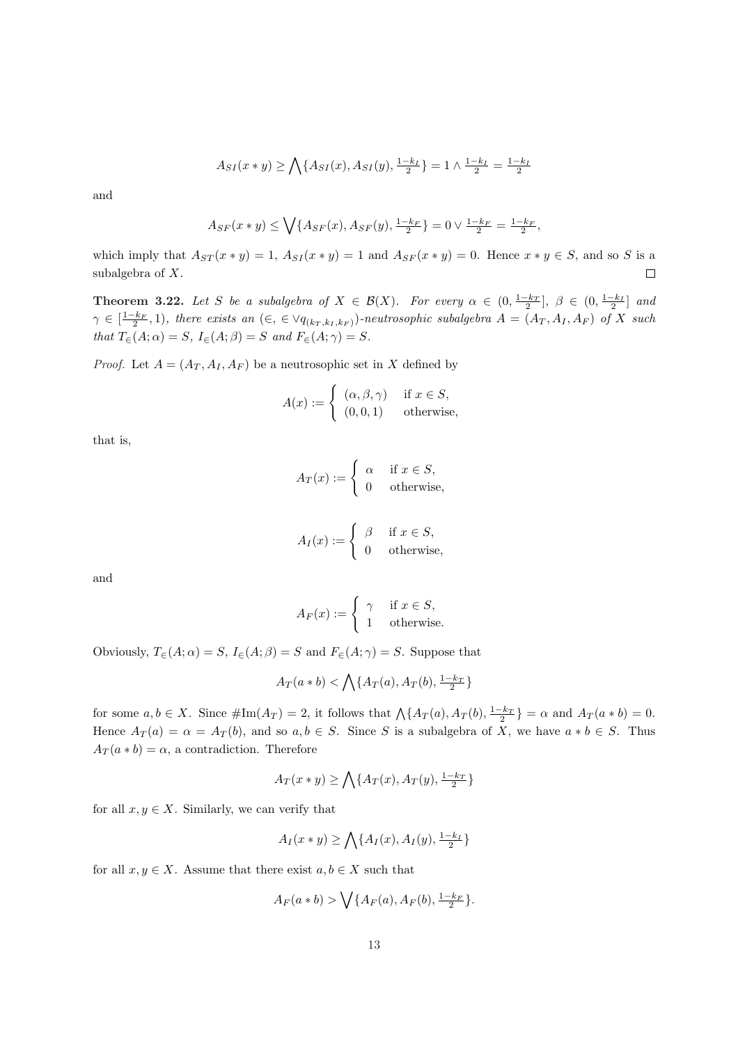$$A_{SI}(x * y) \geq \bigwedge\{A_{SI}(x), A_{SI}(y), \tfrac{1-k_I}{2}\} = 1 \wedge \tfrac{1-k_I}{2} = \tfrac{1-k_I}{2}$$

and

$$A_{SF}(x * y) \leq \bigvee\{A_{SF}(x), A_{SF}(y), \tfrac{1-k_F}{2}\} = 0 \vee \tfrac{1-k_F}{2} = \tfrac{1-k_F}{2},$$

which imply that $A_{ST}(x * y) = 1$, $A_{SI}(x * y) = 1$ and $A_{SF}(x * y) = 0$. Hence $x * y \in S$, and so $S$ is a subalgebra of $X$. $\square$

**Theorem 3.22.** *Let $S$ be a subalgebra of $X \in \mathcal{B}(X)$. For every $\alpha \in (0, \frac{1-k_T}{2}]$, $\beta \in (0, \frac{1-k_I}{2}]$ and $\gamma \in [\frac{1-k_F}{2}, 1)$, there exists an $(\in, \in \vee q_{(k_T,k_I,k_F)})$-neutrosophic subalgebra $A = (A_T, A_I, A_F)$ of $X$ such that $T_\in(A;\alpha) = S$, $I_\in(A;\beta) = S$ and $F_\in(A;\gamma) = S$.*

*Proof.* Let $A = (A_T, A_I, A_F)$ be a neutrosophic set in $X$ defined by

$$A(x) := \begin{cases} (\alpha, \beta, \gamma) & \text{if } x \in S, \\ (0, 0, 1) & \text{otherwise,} \end{cases}$$

that is,

$$A_T(x) := \begin{cases} \alpha & \text{if } x \in S, \\ 0 & \text{otherwise,} \end{cases}$$

$$A_I(x) := \begin{cases} \beta & \text{if } x \in S, \\ 0 & \text{otherwise,} \end{cases}$$

and

$$A_F(x) := \begin{cases} \gamma & \text{if } x \in S, \\ 1 & \text{otherwise.} \end{cases}$$

Obviously, $T_\in(A;\alpha) = S$, $I_\in(A;\beta) = S$ and $F_\in(A;\gamma) = S$. Suppose that

$$A_T(a * b) < \bigwedge\{A_T(a), A_T(b), \tfrac{1-k_T}{2}\}$$

for some $a, b \in X$. Since $\#\text{Im}(A_T) = 2$, it follows that $\bigwedge\{A_T(a), A_T(b), \frac{1-k_T}{2}\} = \alpha$ and $A_T(a * b) = 0$. Hence $A_T(a) = \alpha = A_T(b)$, and so $a, b \in S$. Since $S$ is a subalgebra of $X$, we have $a * b \in S$. Thus $A_T(a * b) = \alpha$, a contradiction. Therefore

$$A_T(x * y) \geq \bigwedge\{A_T(x), A_T(y), \tfrac{1-k_T}{2}\}$$

for all $x, y \in X$. Similarly, we can verify that

$$A_I(x * y) \geq \bigwedge\{A_I(x), A_I(y), \tfrac{1-k_I}{2}\}$$

for all $x, y \in X$. Assume that there exist $a, b \in X$ such that

$$A_F(a * b) > \bigvee\{A_F(a), A_F(b), \tfrac{1-k_F}{2}\}.$$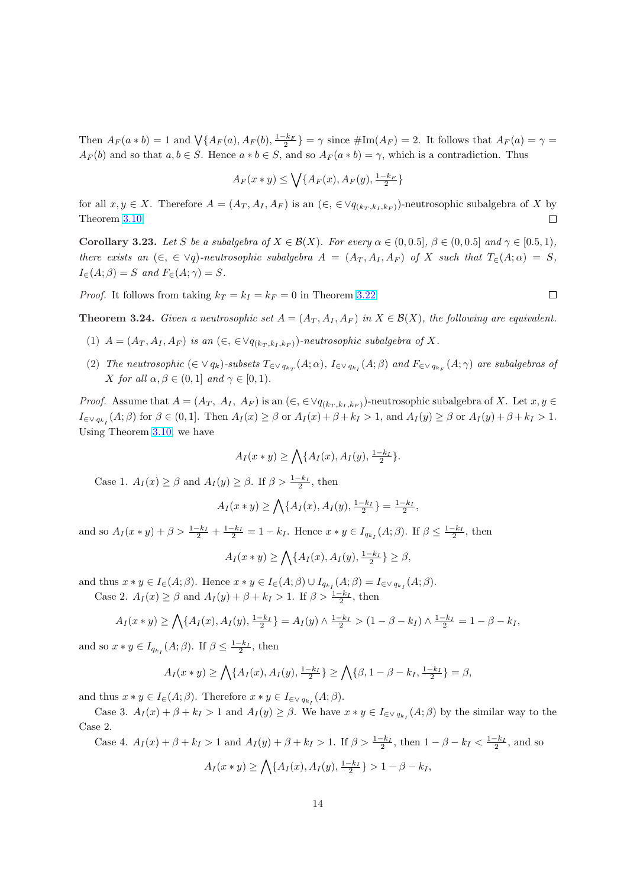Then $A_F(a * b) = 1$ and $\bigvee\{A_F(a), A_F(b), \frac{1-k_F}{2}\} = \gamma$ since $\#\text{Im}(A_F) = 2$. It follows that $A_F(a) = \gamma = A_F(b)$ and so that $a, b \in S$. Hence $a * b \in S$, and so $A_F(a * b) = \gamma$, which is a contradiction. Thus

$$A_F(x * y) \leq \bigvee\{A_F(x), A_F(y), \tfrac{1-k_F}{2}\}$$

for all $x, y \in X$. Therefore $A = (A_T, A_I, A_F)$ is an $(\in, \in\vee q_{(k_T, k_I, k_F)})$-neutrosophic subalgebra of $X$ by Theorem 3.10. □

**Corollary 3.23.** *Let $S$ be a subalgebra of $X \in \mathcal{B}(X)$. For every $\alpha \in (0, 0.5]$, $\beta \in (0, 0.5]$ and $\gamma \in [0.5, 1)$, there exists an $(\in, \in\vee q)$-neutrosophic subalgebra $A = (A_T, A_I, A_F)$ of $X$ such that $T_\in(A; \alpha) = S$, $I_\in(A; \beta) = S$ and $F_\in(A; \gamma) = S$.*

*Proof.* It follows from taking $k_T = k_I = k_F = 0$ in Theorem 3.22. □

**Theorem 3.24.** *Given a neutrosophic set $A = (A_T, A_I, A_F)$ in $X \in \mathcal{B}(X)$, the following are equivalent.*

1. *$A = (A_T, A_I, A_F)$ is an $(\in, \in\vee q_{(k_T, k_I, k_F)})$-neutrosophic subalgebra of $X$.*
2. *The neutrosophic $(\in \vee q_k)$-subsets $T_{\in\vee\, q_{k_T}}(A; \alpha)$, $I_{\in\vee\, q_{k_I}}(A; \beta)$ and $F_{\in\vee\, q_{k_F}}(A; \gamma)$ are subalgebras of $X$ for all $\alpha, \beta \in (0, 1]$ and $\gamma \in [0, 1)$.*

*Proof.* Assume that $A = (A_T, A_I, A_F)$ is an $(\in, \in\vee q_{(k_T, k_I, k_F)})$-neutrosophic subalgebra of $X$. Let $x, y \in I_{\in\vee\, q_{k_I}}(A; \beta)$ for $\beta \in (0, 1]$. Then $A_I(x) \geq \beta$ or $A_I(x) + \beta + k_I > 1$, and $A_I(y) \geq \beta$ or $A_I(y) + \beta + k_I > 1$. Using Theorem 3.10, we have

$$A_I(x * y) \geq \bigwedge\{A_I(x), A_I(y), \tfrac{1-k_I}{2}\}.$$

Case 1. $A_I(x) \geq \beta$ and $A_I(y) \geq \beta$. If $\beta > \frac{1-k_I}{2}$, then

$$A_I(x * y) \geq \bigwedge\{A_I(x), A_I(y), \tfrac{1-k_I}{2}\} = \tfrac{1-k_I}{2},$$

and so $A_I(x * y) + \beta > \frac{1-k_I}{2} + \frac{1-k_I}{2} = 1 - k_I$. Hence $x * y \in I_{q_{k_I}}(A; \beta)$. If $\beta \leq \frac{1-k_I}{2}$, then

$$A_I(x * y) \geq \bigwedge\{A_I(x), A_I(y), \tfrac{1-k_I}{2}\} \geq \beta,$$

and thus $x * y \in I_\in(A; \beta)$. Hence $x * y \in I_\in(A; \beta) \cup I_{q_{k_I}}(A; \beta) = I_{\in\vee\, q_{k_I}}(A; \beta)$.

Case 2. $A_I(x) \geq \beta$ and $A_I(y) + \beta + k_I > 1$. If $\beta > \frac{1-k_I}{2}$, then

$$A_I(x * y) \geq \bigwedge\{A_I(x), A_I(y), \tfrac{1-k_I}{2}\} = A_I(y) \wedge \tfrac{1-k_I}{2} > (1 - \beta - k_I) \wedge \tfrac{1-k_I}{2} = 1 - \beta - k_I,$$

and so $x * y \in I_{q_{k_I}}(A; \beta)$. If $\beta \leq \frac{1-k_I}{2}$, then

$$A_I(x * y) \geq \bigwedge\{A_I(x), A_I(y), \tfrac{1-k_I}{2}\} \geq \bigwedge\{\beta, 1 - \beta - k_I, \tfrac{1-k_I}{2}\} = \beta,$$

and thus $x * y \in I_\in(A; \beta)$. Therefore $x * y \in I_{\in\vee\, q_{k_I}}(A; \beta)$.

Case 3. $A_I(x) + \beta + k_I > 1$ and $A_I(y) \geq \beta$. We have $x * y \in I_{\in\vee\, q_{k_I}}(A; \beta)$ by the similar way to the Case 2.

Case 4. $A_I(x) + \beta + k_I > 1$ and $A_I(y) + \beta + k_I > 1$. If $\beta > \frac{1-k_I}{2}$, then $1 - \beta - k_I < \frac{1-k_I}{2}$, and so

$$A_I(x * y) \geq \bigwedge\{A_I(x), A_I(y), \tfrac{1-k_I}{2}\} > 1 - \beta - k_I,$$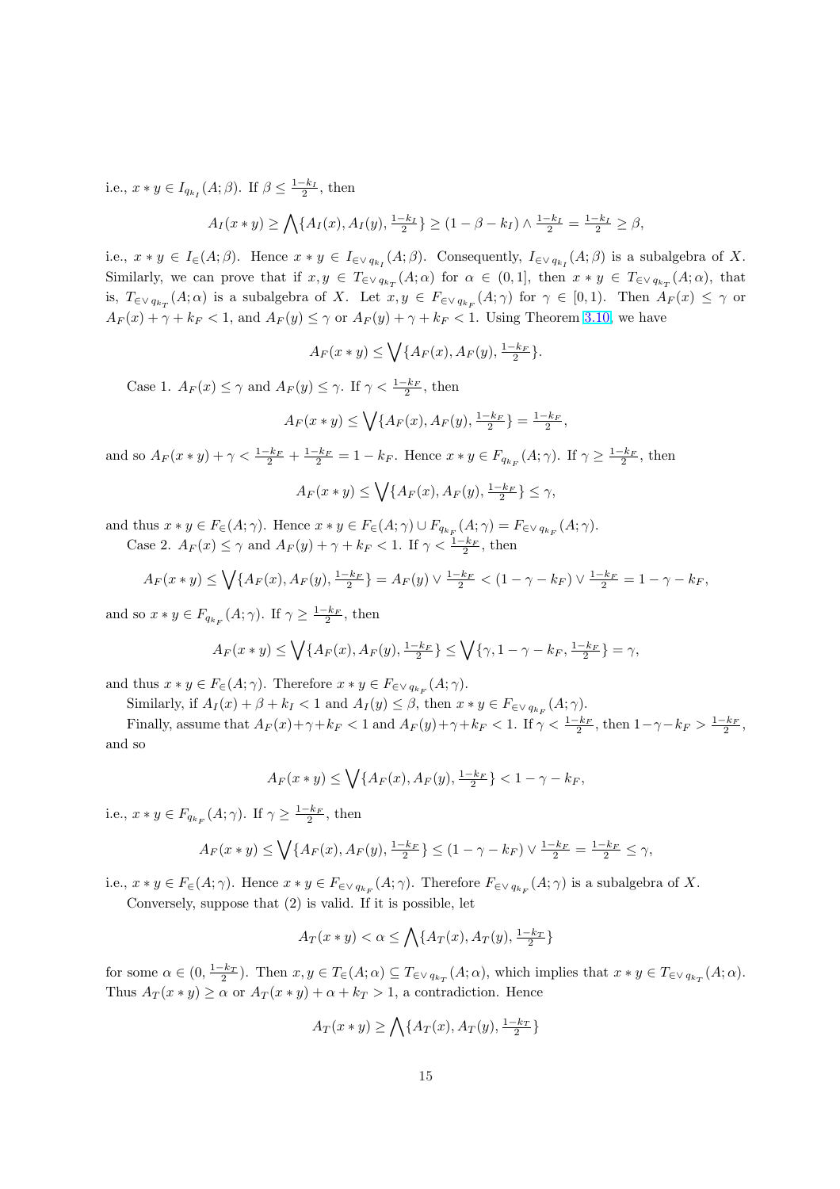i.e., $x * y \in I_{q_{k_I}}(A;\beta)$. If $\beta \leq \frac{1-k_I}{2}$, then

$$A_I(x*y) \geq \bigwedge\{A_I(x), A_I(y), \tfrac{1-k_I}{2}\} \geq (1-\beta-k_I) \wedge \tfrac{1-k_I}{2} = \tfrac{1-k_I}{2} \geq \beta,$$

i.e., $x * y \in I_{\in}(A;\beta)$. Hence $x * y \in I_{\in\vee\, q_{k_I}}(A;\beta)$. Consequently, $I_{\in\vee\, q_{k_I}}(A;\beta)$ is a subalgebra of $X$. Similarly, we can prove that if $x, y \in T_{\in\vee\, q_{k_T}}(A;\alpha)$ for $\alpha \in (0,1]$, then $x * y \in T_{\in\vee\, q_{k_T}}(A;\alpha)$, that is, $T_{\in\vee\, q_{k_T}}(A;\alpha)$ is a subalgebra of $X$. Let $x, y \in F_{\in\vee\, q_{k_F}}(A;\gamma)$ for $\gamma \in [0,1)$. Then $A_F(x) \leq \gamma$ or $A_F(x) + \gamma + k_F < 1$, and $A_F(y) \leq \gamma$ or $A_F(y) + \gamma + k_F < 1$. Using Theorem 3.10, we have

$$A_F(x*y) \leq \bigvee\{A_F(x), A_F(y), \tfrac{1-k_F}{2}\}.$$

Case 1. $A_F(x) \leq \gamma$ and $A_F(y) \leq \gamma$. If $\gamma < \frac{1-k_F}{2}$, then

$$A_F(x*y) \leq \bigvee\{A_F(x), A_F(y), \tfrac{1-k_F}{2}\} = \tfrac{1-k_F}{2},$$

and so $A_F(x*y) + \gamma < \frac{1-k_F}{2} + \frac{1-k_F}{2} = 1 - k_F$. Hence $x * y \in F_{q_{k_F}}(A;\gamma)$. If $\gamma \geq \frac{1-k_F}{2}$, then

$$A_F(x*y) \leq \bigvee\{A_F(x), A_F(y), \tfrac{1-k_F}{2}\} \leq \gamma,$$

and thus $x * y \in F_{\in}(A;\gamma)$. Hence $x * y \in F_{\in}(A;\gamma) \cup F_{q_{k_F}}(A;\gamma) = F_{\in\vee\, q_{k_F}}(A;\gamma)$.

Case 2. $A_F(x) \leq \gamma$ and $A_F(y) + \gamma + k_F < 1$. If $\gamma < \frac{1-k_F}{2}$, then

$$A_F(x*y) \leq \bigvee\{A_F(x), A_F(y), \tfrac{1-k_F}{2}\} = A_F(y) \vee \tfrac{1-k_F}{2} < (1-\gamma-k_F) \vee \tfrac{1-k_F}{2} = 1-\gamma-k_F,$$

and so $x * y \in F_{q_{k_F}}(A;\gamma)$. If $\gamma \geq \frac{1-k_F}{2}$, then

$$A_F(x*y) \leq \bigvee\{A_F(x), A_F(y), \tfrac{1-k_F}{2}\} \leq \bigvee\{\gamma, 1-\gamma-k_F, \tfrac{1-k_F}{2}\} = \gamma,$$

and thus $x * y \in F_{\in}(A;\gamma)$. Therefore $x * y \in F_{\in\vee\, q_{k_F}}(A;\gamma)$.

Similarly, if $A_I(x) + \beta + k_I < 1$ and $A_I(y) \leq \beta$, then $x * y \in F_{\in\vee\, q_{k_F}}(A;\gamma)$.

Finally, assume that $A_F(x)+\gamma+k_F < 1$ and $A_F(y)+\gamma+k_F < 1$. If $\gamma < \frac{1-k_F}{2}$, then $1-\gamma-k_F > \frac{1-k_F}{2}$, and so

$$A_F(x*y) \leq \bigvee\{A_F(x), A_F(y), \tfrac{1-k_F}{2}\} < 1-\gamma-k_F,$$

i.e., $x * y \in F_{q_{k_F}}(A;\gamma)$. If $\gamma \geq \frac{1-k_F}{2}$, then

$$A_F(x*y) \leq \bigvee\{A_F(x), A_F(y), \tfrac{1-k_F}{2}\} \leq (1-\gamma-k_F) \vee \tfrac{1-k_F}{2} = \tfrac{1-k_F}{2} \leq \gamma,$$

i.e., $x * y \in F_{\in}(A;\gamma)$. Hence $x * y \in F_{\in\vee\, q_{k_F}}(A;\gamma)$. Therefore $F_{\in\vee\, q_{k_F}}(A;\gamma)$ is a subalgebra of $X$.

Conversely, suppose that (2) is valid. If it is possible, let

$$A_T(x*y) < \alpha \leq \bigwedge\{A_T(x), A_T(y), \tfrac{1-k_T}{2}\}$$

for some $\alpha \in (0, \frac{1-k_T}{2})$. Then $x, y \in T_{\in}(A;\alpha) \subseteq T_{\in\vee\, q_{k_T}}(A;\alpha)$, which implies that $x * y \in T_{\in\vee\, q_{k_T}}(A;\alpha)$. Thus $A_T(x*y) \geq \alpha$ or $A_T(x*y) + \alpha + k_T > 1$, a contradiction. Hence

$$A_T(x*y) \geq \bigwedge\{A_T(x), A_T(y), \tfrac{1-k_T}{2}\}$$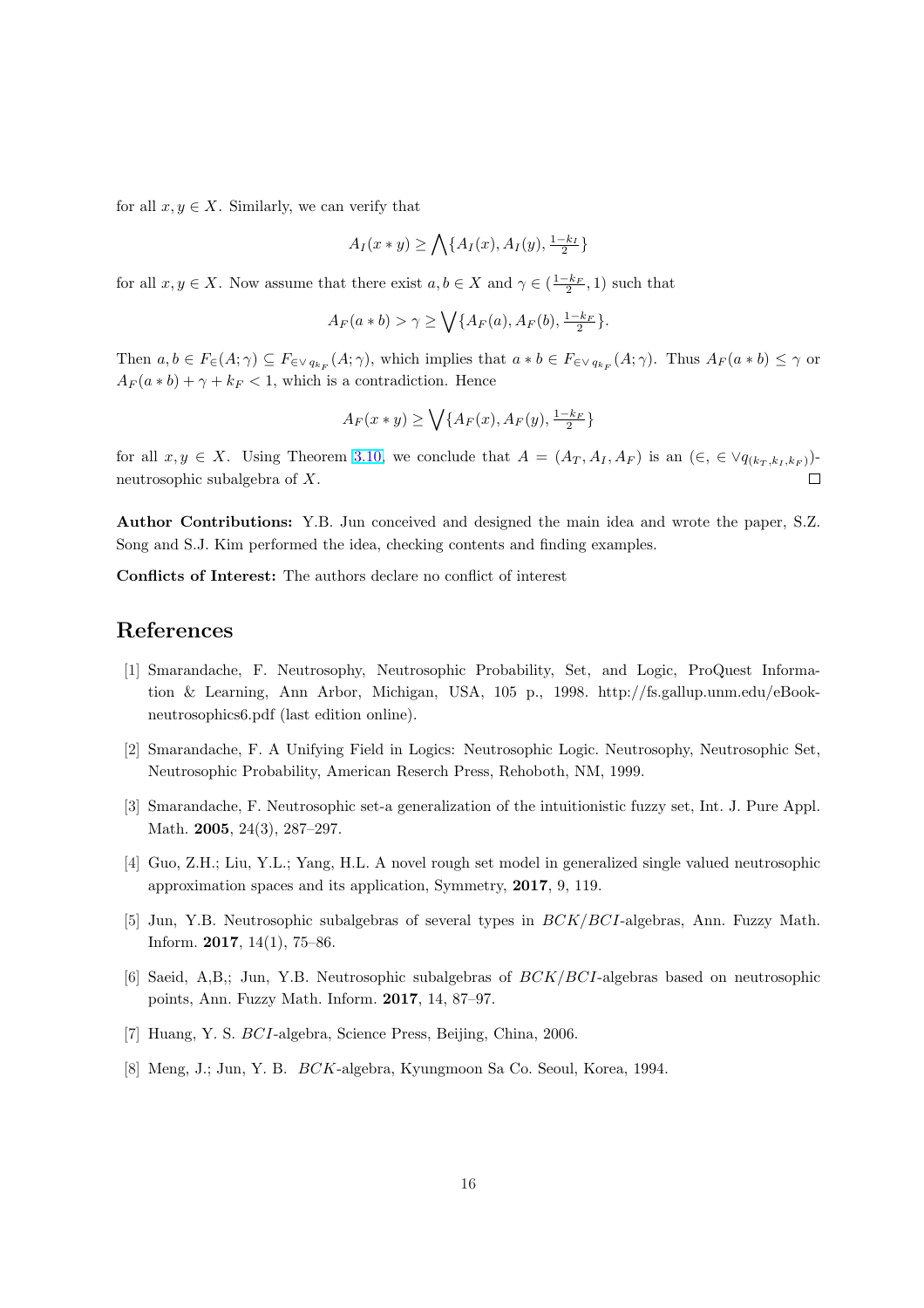for all $x, y \in X$. Similarly, we can verify that

$$A_I(x * y) \geq \bigwedge\{A_I(x), A_I(y), \tfrac{1-k_I}{2}\}$$

for all $x, y \in X$. Now assume that there exist $a, b \in X$ and $\gamma \in (\frac{1-k_F}{2}, 1)$ such that

$$A_F(a * b) > \gamma \geq \bigvee\{A_F(a), A_F(b), \tfrac{1-k_F}{2}\}.$$

Then $a, b \in F_{\in}(A; \gamma) \subseteq F_{\in \vee\, q_{k_F}}(A; \gamma)$, which implies that $a * b \in F_{\in \vee\, q_{k_F}}(A; \gamma)$. Thus $A_F(a * b) \leq \gamma$ or $A_F(a * b) + \gamma + k_F < 1$, which is a contradiction. Hence

$$A_F(x * y) \geq \bigvee\{A_F(x), A_F(y), \tfrac{1-k_F}{2}\}$$

for all $x, y \in X$. Using Theorem 3.10, we conclude that $A = (A_T, A_I, A_F)$ is an $(\in, \in \vee q_{(k_T, k_I, k_F)})$-neutrosophic subalgebra of $X$. □

**Author Contributions:** Y.B. Jun conceived and designed the main idea and wrote the paper, S.Z. Song and S.J. Kim performed the idea, checking contents and finding examples.

**Conflicts of Interest:** The authors declare no conflict of interest

# References

[1] Smarandache, F. Neutrosophy, Neutrosophic Probability, Set, and Logic, ProQuest Information & Learning, Ann Arbor, Michigan, USA, 105 p., 1998. http://fs.gallup.unm.edu/eBook-neutrosophics6.pdf (last edition online).

[2] Smarandache, F. A Unifying Field in Logics: Neutrosophic Logic. Neutrosophy, Neutrosophic Set, Neutrosophic Probability, American Reserch Press, Rehoboth, NM, 1999.

[3] Smarandache, F. Neutrosophic set-a generalization of the intuitionistic fuzzy set, Int. J. Pure Appl. Math. **2005**, 24(3), 287–297.

[4] Guo, Z.H.; Liu, Y.L.; Yang, H.L. A novel rough set model in generalized single valued neutrosophic approximation spaces and its application, Symmetry, **2017**, 9, 119.

[5] Jun, Y.B. Neutrosophic subalgebras of several types in *BCK/BCI*-algebras, Ann. Fuzzy Math. Inform. **2017**, 14(1), 75–86.

[6] Saeid, A,B,; Jun, Y.B. Neutrosophic subalgebras of *BCK/BCI*-algebras based on neutrosophic points, Ann. Fuzzy Math. Inform. **2017**, 14, 87–97.

[7] Huang, Y. S. *BCI*-algebra, Science Press, Beijing, China, 2006.

[8] Meng, J.; Jun, Y. B. *BCK*-algebra, Kyungmoon Sa Co. Seoul, Korea, 1994.